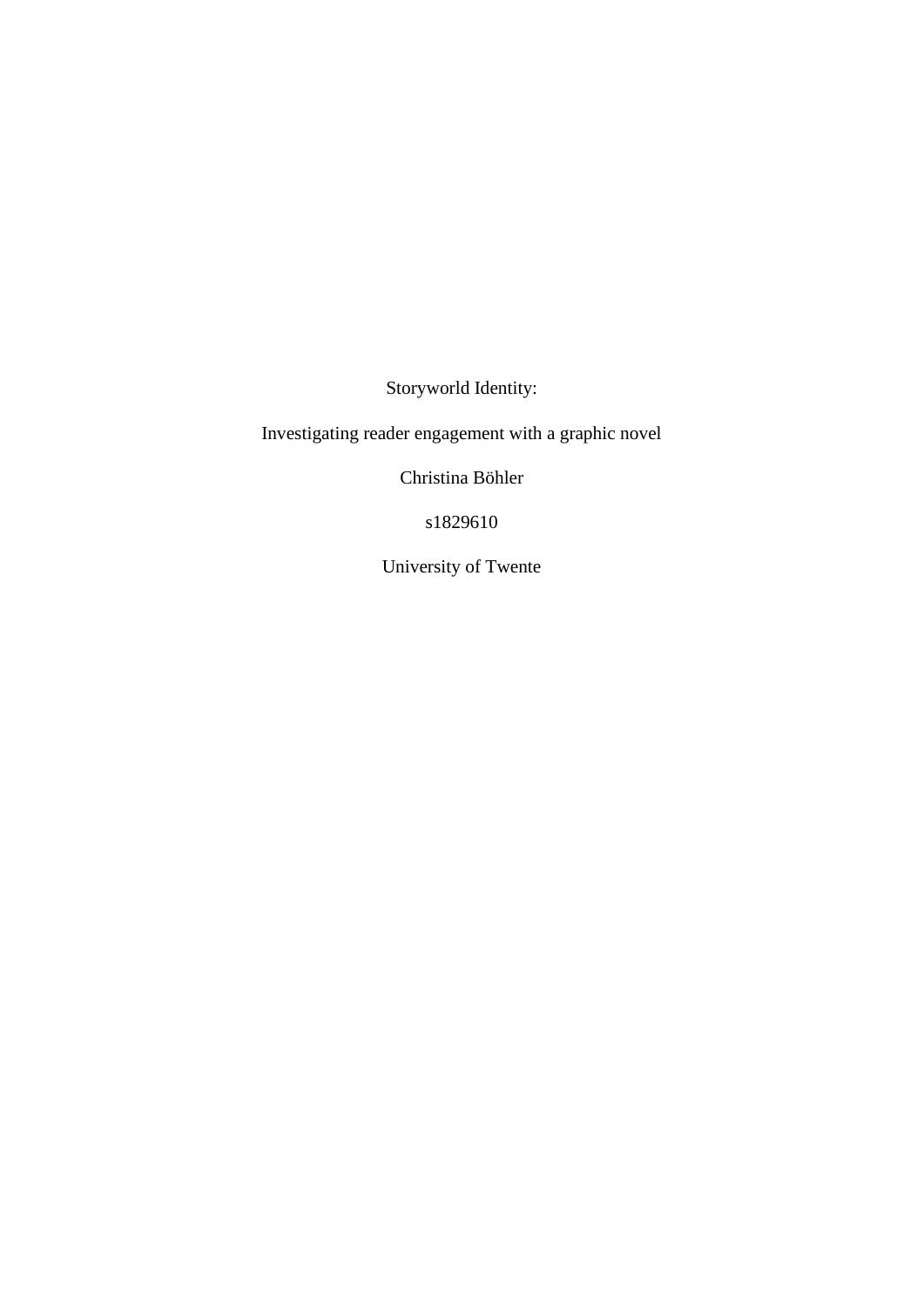Storyworld Identity:

Investigating reader engagement with a graphic novel

Christina Böhler

s1829610

University of Twente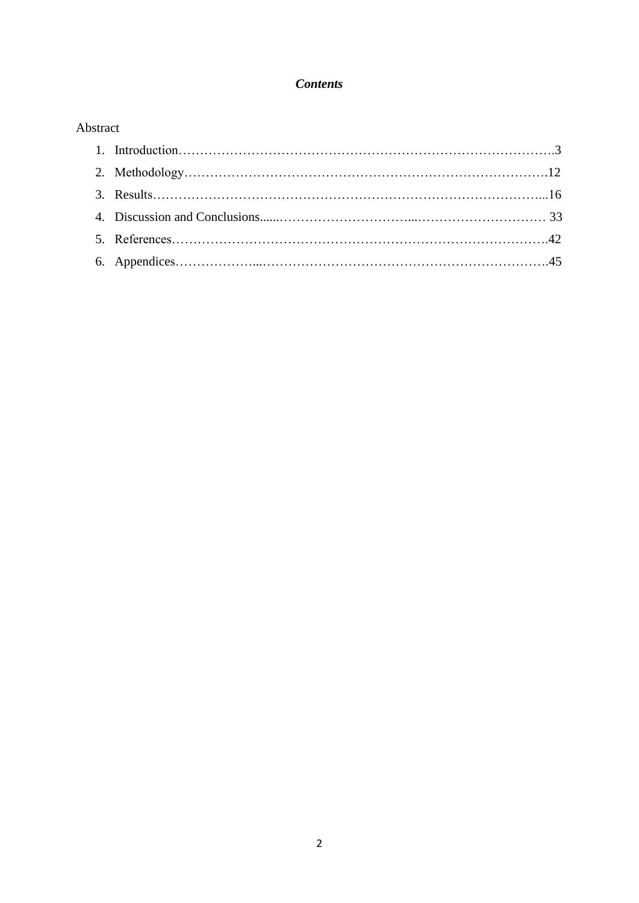***Contents***

Abstract

1. Introduction……………………………………………………………………………….3
2. Methodology…………………………………………………………………………….12
3. Results…………………………………………………………………………………...16
4. Discussion and Conclusions......…………………………...………………………… 33
5. References……………………………………………………………………………….42
6. Appendices………………...…………………………………………………………….45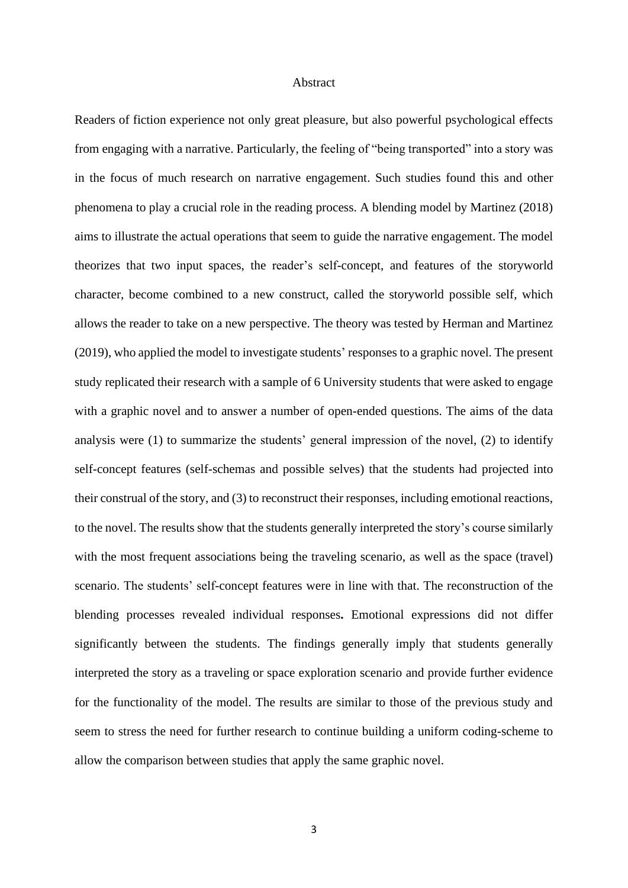# Abstract

Readers of fiction experience not only great pleasure, but also powerful psychological effects from engaging with a narrative. Particularly, the feeling of "being transported" into a story was in the focus of much research on narrative engagement. Such studies found this and other phenomena to play a crucial role in the reading process. A blending model by Martinez (2018) aims to illustrate the actual operations that seem to guide the narrative engagement. The model theorizes that two input spaces, the reader's self-concept, and features of the storyworld character, become combined to a new construct, called the storyworld possible self, which allows the reader to take on a new perspective. The theory was tested by Herman and Martinez (2019), who applied the model to investigate students' responses to a graphic novel. The present study replicated their research with a sample of 6 University students that were asked to engage with a graphic novel and to answer a number of open-ended questions. The aims of the data analysis were (1) to summarize the students' general impression of the novel, (2) to identify self-concept features (self-schemas and possible selves) that the students had projected into their construal of the story, and (3) to reconstruct their responses, including emotional reactions, to the novel. The results show that the students generally interpreted the story's course similarly with the most frequent associations being the traveling scenario, as well as the space (travel) scenario. The students' self-concept features were in line with that. The reconstruction of the blending processes revealed individual responses**.** Emotional expressions did not differ significantly between the students. The findings generally imply that students generally interpreted the story as a traveling or space exploration scenario and provide further evidence for the functionality of the model. The results are similar to those of the previous study and seem to stress the need for further research to continue building a uniform coding-scheme to allow the comparison between studies that apply the same graphic novel.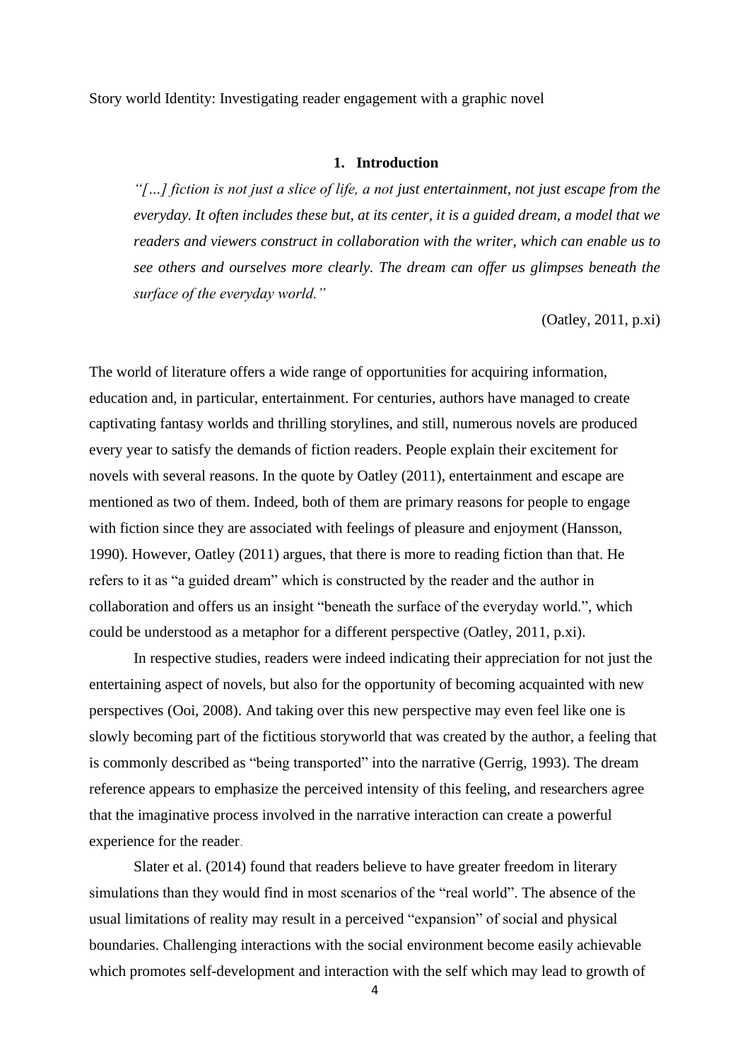Story world Identity: Investigating reader engagement with a graphic novel

## 1. Introduction

> *"[…] fiction is not just a slice of life, a not just entertainment, not just escape from the everyday. It often includes these but, at its center, it is a guided dream, a model that we readers and viewers construct in collaboration with the writer, which can enable us to see others and ourselves more clearly. The dream can offer us glimpses beneath the surface of the everyday world."*
>
> (Oatley, 2011, p.xi)

The world of literature offers a wide range of opportunities for acquiring information, education and, in particular, entertainment. For centuries, authors have managed to create captivating fantasy worlds and thrilling storylines, and still, numerous novels are produced every year to satisfy the demands of fiction readers. People explain their excitement for novels with several reasons. In the quote by Oatley (2011), entertainment and escape are mentioned as two of them. Indeed, both of them are primary reasons for people to engage with fiction since they are associated with feelings of pleasure and enjoyment (Hansson, 1990). However, Oatley (2011) argues, that there is more to reading fiction than that. He refers to it as "a guided dream" which is constructed by the reader and the author in collaboration and offers us an insight "beneath the surface of the everyday world.", which could be understood as a metaphor for a different perspective (Oatley, 2011, p.xi).

In respective studies, readers were indeed indicating their appreciation for not just the entertaining aspect of novels, but also for the opportunity of becoming acquainted with new perspectives (Ooi, 2008). And taking over this new perspective may even feel like one is slowly becoming part of the fictitious storyworld that was created by the author, a feeling that is commonly described as "being transported" into the narrative (Gerrig, 1993). The dream reference appears to emphasize the perceived intensity of this feeling, and researchers agree that the imaginative process involved in the narrative interaction can create a powerful experience for the reader.

Slater et al. (2014) found that readers believe to have greater freedom in literary simulations than they would find in most scenarios of the "real world". The absence of the usual limitations of reality may result in a perceived "expansion" of social and physical boundaries. Challenging interactions with the social environment become easily achievable which promotes self-development and interaction with the self which may lead to growth of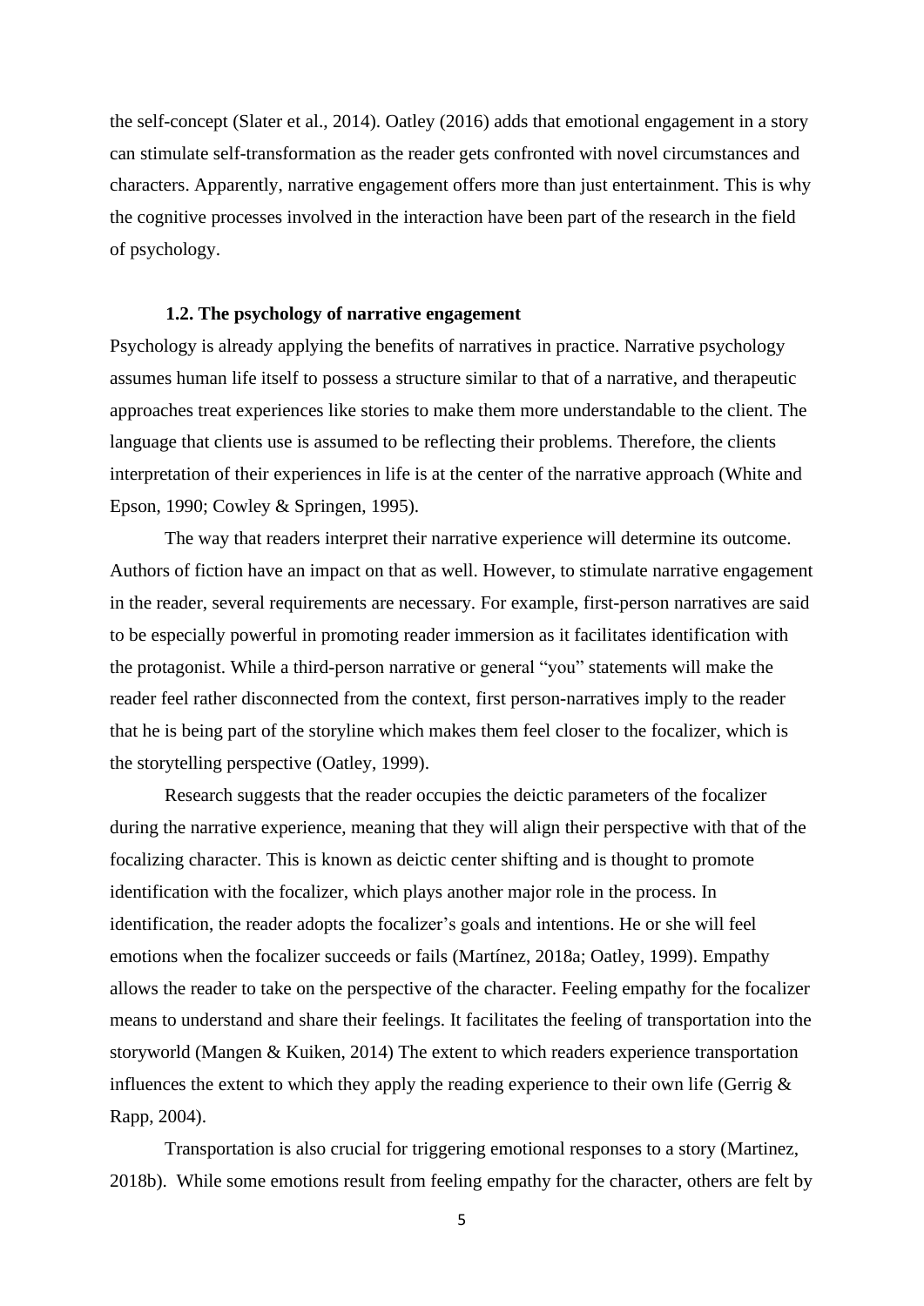the self-concept (Slater et al., 2014). Oatley (2016) adds that emotional engagement in a story can stimulate self-transformation as the reader gets confronted with novel circumstances and characters. Apparently, narrative engagement offers more than just entertainment. This is why the cognitive processes involved in the interaction have been part of the research in the field of psychology.

### 1.2. The psychology of narrative engagement

Psychology is already applying the benefits of narratives in practice. Narrative psychology assumes human life itself to possess a structure similar to that of a narrative, and therapeutic approaches treat experiences like stories to make them more understandable to the client. The language that clients use is assumed to be reflecting their problems. Therefore, the clients interpretation of their experiences in life is at the center of the narrative approach (White and Epson, 1990; Cowley & Springen, 1995).

The way that readers interpret their narrative experience will determine its outcome. Authors of fiction have an impact on that as well. However, to stimulate narrative engagement in the reader, several requirements are necessary. For example, first-person narratives are said to be especially powerful in promoting reader immersion as it facilitates identification with the protagonist. While a third-person narrative or general "you" statements will make the reader feel rather disconnected from the context, first person-narratives imply to the reader that he is being part of the storyline which makes them feel closer to the focalizer, which is the storytelling perspective (Oatley, 1999).

Research suggests that the reader occupies the deictic parameters of the focalizer during the narrative experience, meaning that they will align their perspective with that of the focalizing character. This is known as deictic center shifting and is thought to promote identification with the focalizer, which plays another major role in the process. In identification, the reader adopts the focalizer's goals and intentions. He or she will feel emotions when the focalizer succeeds or fails (Martínez, 2018a; Oatley, 1999). Empathy allows the reader to take on the perspective of the character. Feeling empathy for the focalizer means to understand and share their feelings. It facilitates the feeling of transportation into the storyworld (Mangen & Kuiken, 2014) The extent to which readers experience transportation influences the extent to which they apply the reading experience to their own life (Gerrig & Rapp, 2004).

Transportation is also crucial for triggering emotional responses to a story (Martinez, 2018b). While some emotions result from feeling empathy for the character, others are felt by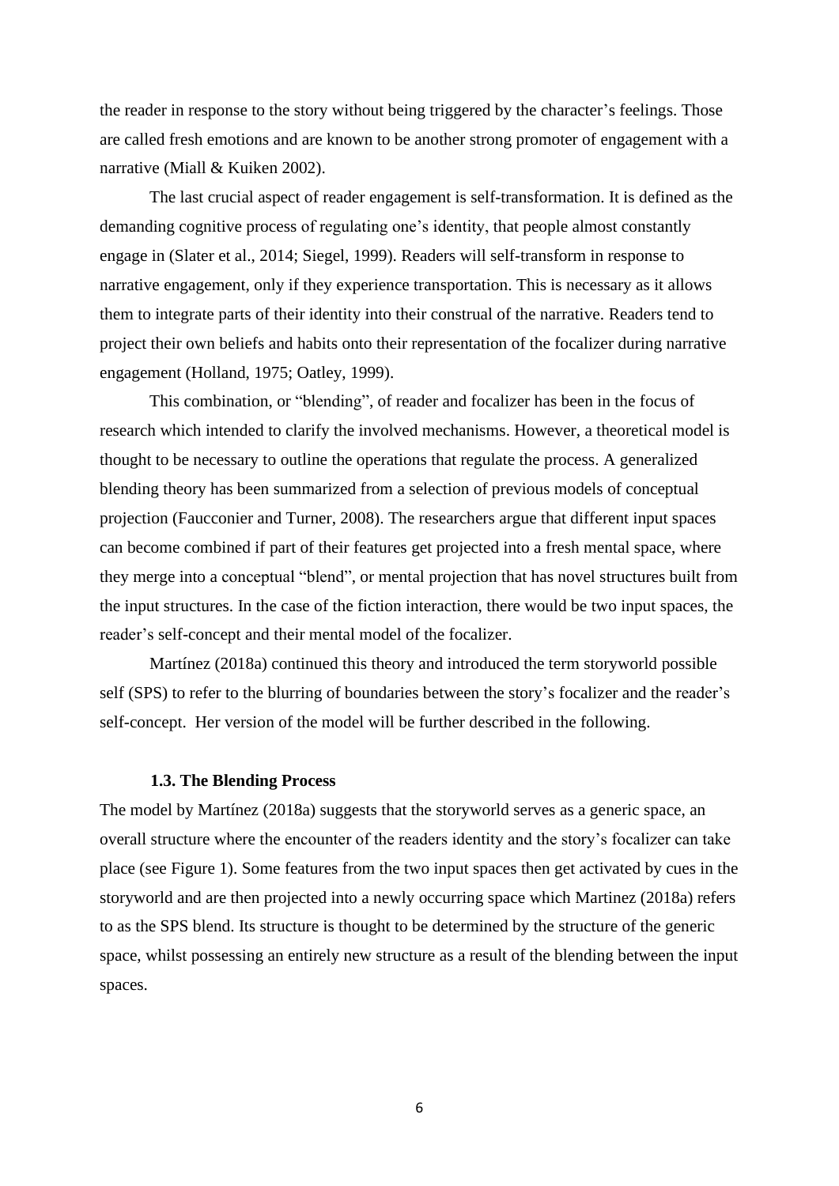the reader in response to the story without being triggered by the character's feelings. Those are called fresh emotions and are known to be another strong promoter of engagement with a narrative (Miall & Kuiken 2002).

The last crucial aspect of reader engagement is self-transformation. It is defined as the demanding cognitive process of regulating one's identity, that people almost constantly engage in (Slater et al., 2014; Siegel, 1999). Readers will self-transform in response to narrative engagement, only if they experience transportation. This is necessary as it allows them to integrate parts of their identity into their construal of the narrative. Readers tend to project their own beliefs and habits onto their representation of the focalizer during narrative engagement (Holland, 1975; Oatley, 1999).

This combination, or "blending", of reader and focalizer has been in the focus of research which intended to clarify the involved mechanisms. However, a theoretical model is thought to be necessary to outline the operations that regulate the process. A generalized blending theory has been summarized from a selection of previous models of conceptual projection (Fauconier and Turner, 2008). The researchers argue that different input spaces can become combined if part of their features get projected into a fresh mental space, where they merge into a conceptual "blend", or mental projection that has novel structures built from the input structures. In the case of the fiction interaction, there would be two input spaces, the reader's self-concept and their mental model of the focalizer.

Martínez (2018a) continued this theory and introduced the term storyworld possible self (SPS) to refer to the blurring of boundaries between the story's focalizer and the reader's self-concept. Her version of the model will be further described in the following.

### 1.3. The Blending Process

The model by Martínez (2018a) suggests that the storyworld serves as a generic space, an overall structure where the encounter of the readers identity and the story's focalizer can take place (see Figure 1). Some features from the two input spaces then get activated by cues in the storyworld and are then projected into a newly occurring space which Martinez (2018a) refers to as the SPS blend. Its structure is thought to be determined by the structure of the generic space, whilst possessing an entirely new structure as a result of the blending between the input spaces.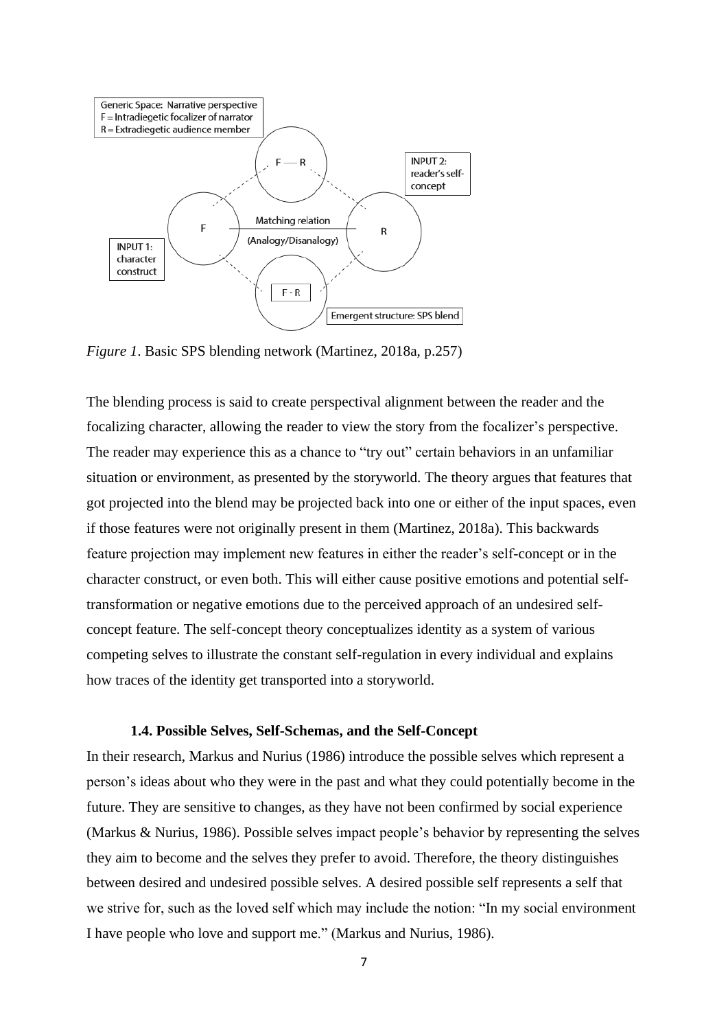*Figure 1*. Basic SPS blending network (Martinez, 2018a, p.257)

The blending process is said to create perspectival alignment between the reader and the focalizing character, allowing the reader to view the story from the focalizer's perspective. The reader may experience this as a chance to "try out" certain behaviors in an unfamiliar situation or environment, as presented by the storyworld. The theory argues that features that got projected into the blend may be projected back into one or either of the input spaces, even if those features were not originally present in them (Martinez, 2018a). This backwards feature projection may implement new features in either the reader's self-concept or in the character construct, or even both. This will either cause positive emotions and potential self-transformation or negative emotions due to the perceived approach of an undesired self-concept feature. The self-concept theory conceptualizes identity as a system of various competing selves to illustrate the constant self-regulation in every individual and explains how traces of the identity get transported into a storyworld.

### 1.4. Possible Selves, Self-Schemas, and the Self-Concept

In their research, Markus and Nurius (1986) introduce the possible selves which represent a person's ideas about who they were in the past and what they could potentially become in the future. They are sensitive to changes, as they have not been confirmed by social experience (Markus & Nurius, 1986). Possible selves impact people's behavior by representing the selves they aim to become and the selves they prefer to avoid. Therefore, the theory distinguishes between desired and undesired possible selves. A desired possible self represents a self that we strive for, such as the loved self which may include the notion: "In my social environment I have people who love and support me." (Markus and Nurius, 1986).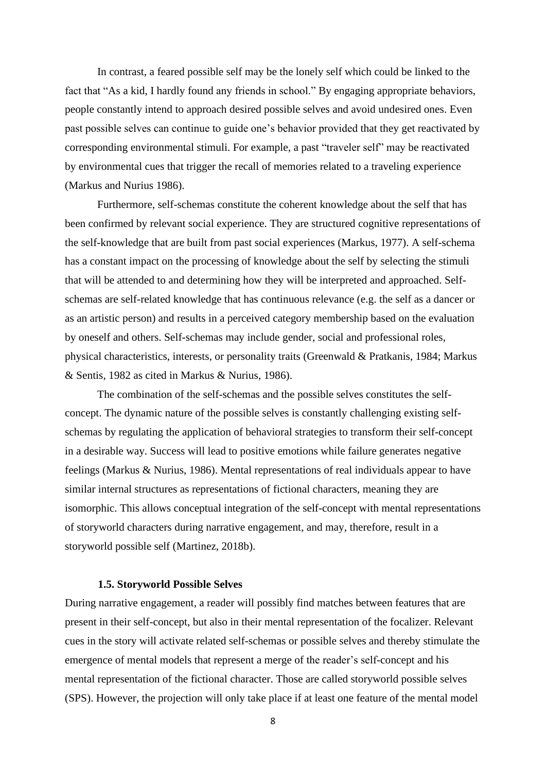In contrast, a feared possible self may be the lonely self which could be linked to the fact that "As a kid, I hardly found any friends in school." By engaging appropriate behaviors, people constantly intend to approach desired possible selves and avoid undesired ones. Even past possible selves can continue to guide one's behavior provided that they get reactivated by corresponding environmental stimuli. For example, a past "traveler self" may be reactivated by environmental cues that trigger the recall of memories related to a traveling experience (Markus and Nurius 1986).

Furthermore, self-schemas constitute the coherent knowledge about the self that has been confirmed by relevant social experience. They are structured cognitive representations of the self-knowledge that are built from past social experiences (Markus, 1977). A self-schema has a constant impact on the processing of knowledge about the self by selecting the stimuli that will be attended to and determining how they will be interpreted and approached. Self-schemas are self-related knowledge that has continuous relevance (e.g. the self as a dancer or as an artistic person) and results in a perceived category membership based on the evaluation by oneself and others. Self-schemas may include gender, social and professional roles, physical characteristics, interests, or personality traits (Greenwald & Pratkanis, 1984; Markus & Sentis, 1982 as cited in Markus & Nurius, 1986).

The combination of the self-schemas and the possible selves constitutes the self-concept. The dynamic nature of the possible selves is constantly challenging existing self-schemas by regulating the application of behavioral strategies to transform their self-concept in a desirable way. Success will lead to positive emotions while failure generates negative feelings (Markus & Nurius, 1986). Mental representations of real individuals appear to have similar internal structures as representations of fictional characters, meaning they are isomorphic. This allows conceptual integration of the self-concept with mental representations of storyworld characters during narrative engagement, and may, therefore, result in a storyworld possible self (Martinez, 2018b).

### 1.5. Storyworld Possible Selves

During narrative engagement, a reader will possibly find matches between features that are present in their self-concept, but also in their mental representation of the focalizer. Relevant cues in the story will activate related self-schemas or possible selves and thereby stimulate the emergence of mental models that represent a merge of the reader's self-concept and his mental representation of the fictional character. Those are called storyworld possible selves (SPS). However, the projection will only take place if at least one feature of the mental model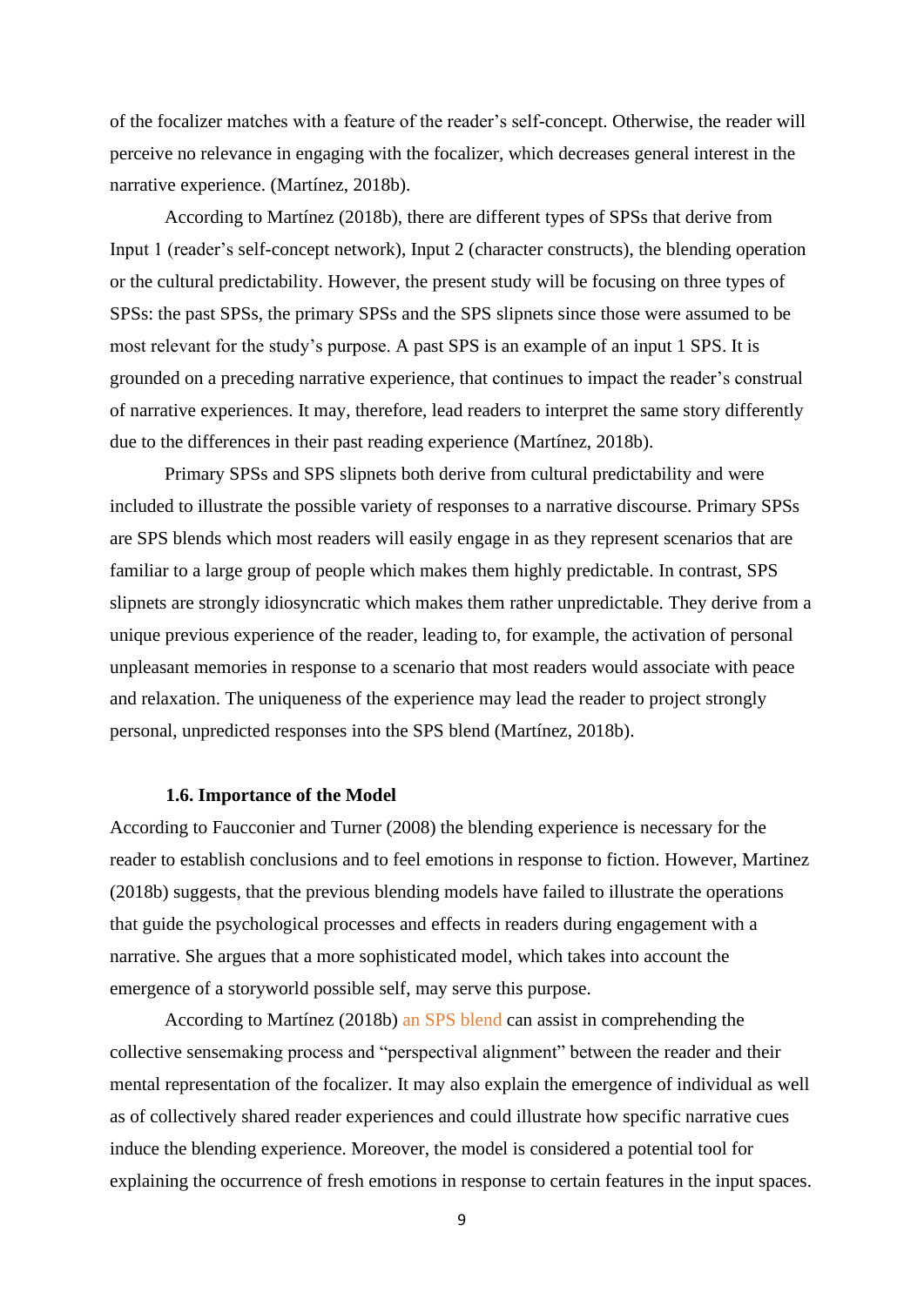of the focalizer matches with a feature of the reader's self-concept. Otherwise, the reader will perceive no relevance in engaging with the focalizer, which decreases general interest in the narrative experience. (Martínez, 2018b).

According to Martínez (2018b), there are different types of SPSs that derive from Input 1 (reader's self-concept network), Input 2 (character constructs), the blending operation or the cultural predictability. However, the present study will be focusing on three types of SPSs: the past SPSs, the primary SPSs and the SPS slipnets since those were assumed to be most relevant for the study's purpose. A past SPS is an example of an input 1 SPS. It is grounded on a preceding narrative experience, that continues to impact the reader's construal of narrative experiences. It may, therefore, lead readers to interpret the same story differently due to the differences in their past reading experience (Martínez, 2018b).

Primary SPSs and SPS slipnets both derive from cultural predictability and were included to illustrate the possible variety of responses to a narrative discourse. Primary SPSs are SPS blends which most readers will easily engage in as they represent scenarios that are familiar to a large group of people which makes them highly predictable. In contrast, SPS slipnets are strongly idiosyncratic which makes them rather unpredictable. They derive from a unique previous experience of the reader, leading to, for example, the activation of personal unpleasant memories in response to a scenario that most readers would associate with peace and relaxation. The uniqueness of the experience may lead the reader to project strongly personal, unpredicted responses into the SPS blend (Martínez, 2018b).

### 1.6. Importance of the Model

According to Fauconnier and Turner (2008) the blending experience is necessary for the reader to establish conclusions and to feel emotions in response to fiction. However, Martinez (2018b) suggests, that the previous blending models have failed to illustrate the operations that guide the psychological processes and effects in readers during engagement with a narrative. She argues that a more sophisticated model, which takes into account the emergence of a storyworld possible self, may serve this purpose.

According to Martínez (2018b) an SPS blend can assist in comprehending the collective sensemaking process and "perspectival alignment" between the reader and their mental representation of the focalizer. It may also explain the emergence of individual as well as of collectively shared reader experiences and could illustrate how specific narrative cues induce the blending experience. Moreover, the model is considered a potential tool for explaining the occurrence of fresh emotions in response to certain features in the input spaces.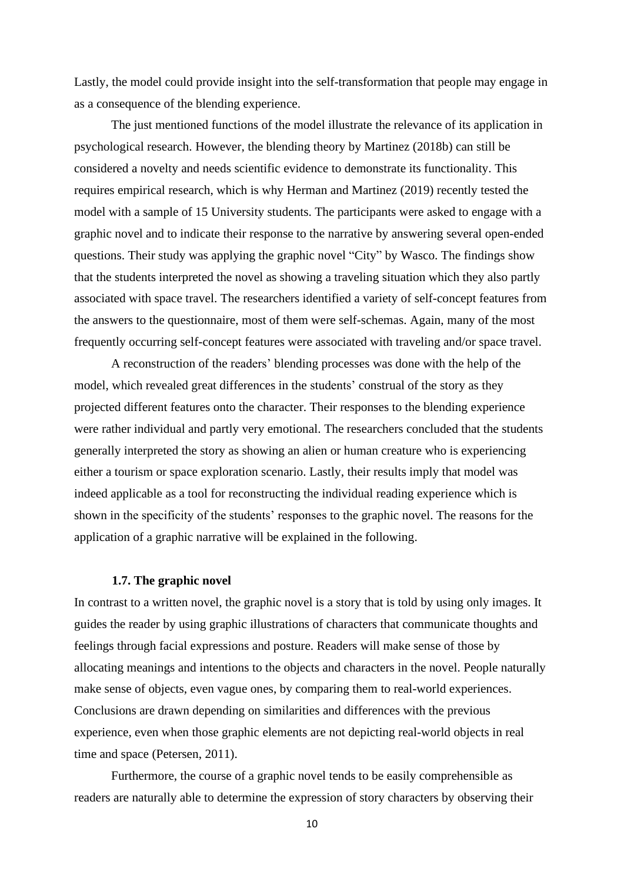Lastly, the model could provide insight into the self-transformation that people may engage in as a consequence of the blending experience.

The just mentioned functions of the model illustrate the relevance of its application in psychological research. However, the blending theory by Martinez (2018b) can still be considered a novelty and needs scientific evidence to demonstrate its functionality. This requires empirical research, which is why Herman and Martinez (2019) recently tested the model with a sample of 15 University students. The participants were asked to engage with a graphic novel and to indicate their response to the narrative by answering several open-ended questions. Their study was applying the graphic novel "City" by Wasco. The findings show that the students interpreted the novel as showing a traveling situation which they also partly associated with space travel. The researchers identified a variety of self-concept features from the answers to the questionnaire, most of them were self-schemas. Again, many of the most frequently occurring self-concept features were associated with traveling and/or space travel.

A reconstruction of the readers' blending processes was done with the help of the model, which revealed great differences in the students' construal of the story as they projected different features onto the character. Their responses to the blending experience were rather individual and partly very emotional. The researchers concluded that the students generally interpreted the story as showing an alien or human creature who is experiencing either a tourism or space exploration scenario. Lastly, their results imply that model was indeed applicable as a tool for reconstructing the individual reading experience which is shown in the specificity of the students' responses to the graphic novel. The reasons for the application of a graphic narrative will be explained in the following.

### 1.7. The graphic novel

In contrast to a written novel, the graphic novel is a story that is told by using only images. It guides the reader by using graphic illustrations of characters that communicate thoughts and feelings through facial expressions and posture. Readers will make sense of those by allocating meanings and intentions to the objects and characters in the novel. People naturally make sense of objects, even vague ones, by comparing them to real-world experiences. Conclusions are drawn depending on similarities and differences with the previous experience, even when those graphic elements are not depicting real-world objects in real time and space (Petersen, 2011).

Furthermore, the course of a graphic novel tends to be easily comprehensible as readers are naturally able to determine the expression of story characters by observing their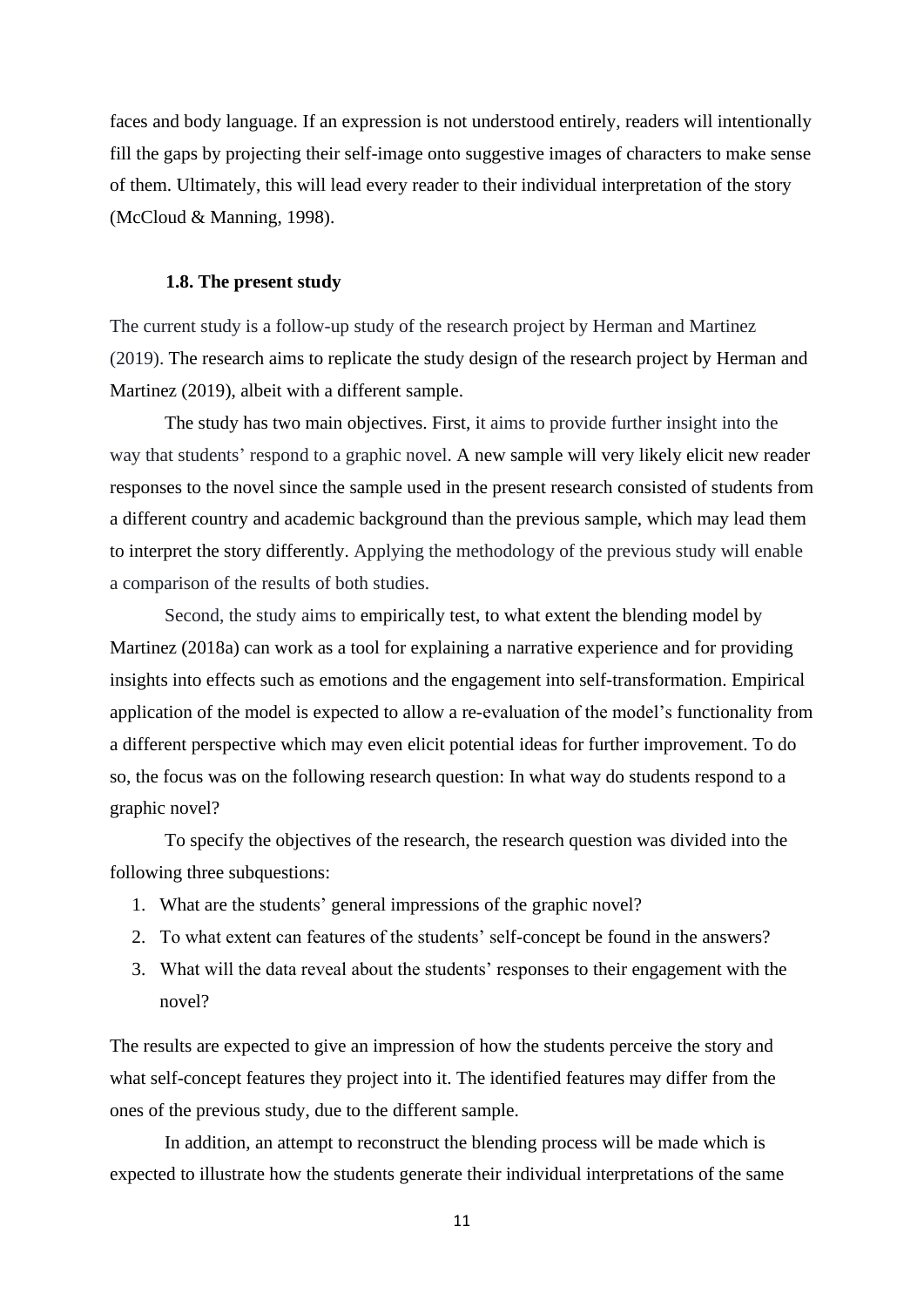faces and body language. If an expression is not understood entirely, readers will intentionally fill the gaps by projecting their self-image onto suggestive images of characters to make sense of them. Ultimately, this will lead every reader to their individual interpretation of the story (McCloud & Manning, 1998).

### 1.8. The present study

The current study is a follow-up study of the research project by Herman and Martinez (2019). The research aims to replicate the study design of the research project by Herman and Martinez (2019), albeit with a different sample.

The study has two main objectives. First, it aims to provide further insight into the way that students' respond to a graphic novel. A new sample will very likely elicit new reader responses to the novel since the sample used in the present research consisted of students from a different country and academic background than the previous sample, which may lead them to interpret the story differently. Applying the methodology of the previous study will enable a comparison of the results of both studies.

Second, the study aims to empirically test, to what extent the blending model by Martinez (2018a) can work as a tool for explaining a narrative experience and for providing insights into effects such as emotions and the engagement into self-transformation. Empirical application of the model is expected to allow a re-evaluation of the model's functionality from a different perspective which may even elicit potential ideas for further improvement. To do so, the focus was on the following research question: In what way do students respond to a graphic novel?

To specify the objectives of the research, the research question was divided into the following three subquestions:

1. What are the students' general impressions of the graphic novel?
2. To what extent can features of the students' self-concept be found in the answers?
3. What will the data reveal about the students' responses to their engagement with the novel?

The results are expected to give an impression of how the students perceive the story and what self-concept features they project into it. The identified features may differ from the ones of the previous study, due to the different sample.

In addition, an attempt to reconstruct the blending process will be made which is expected to illustrate how the students generate their individual interpretations of the same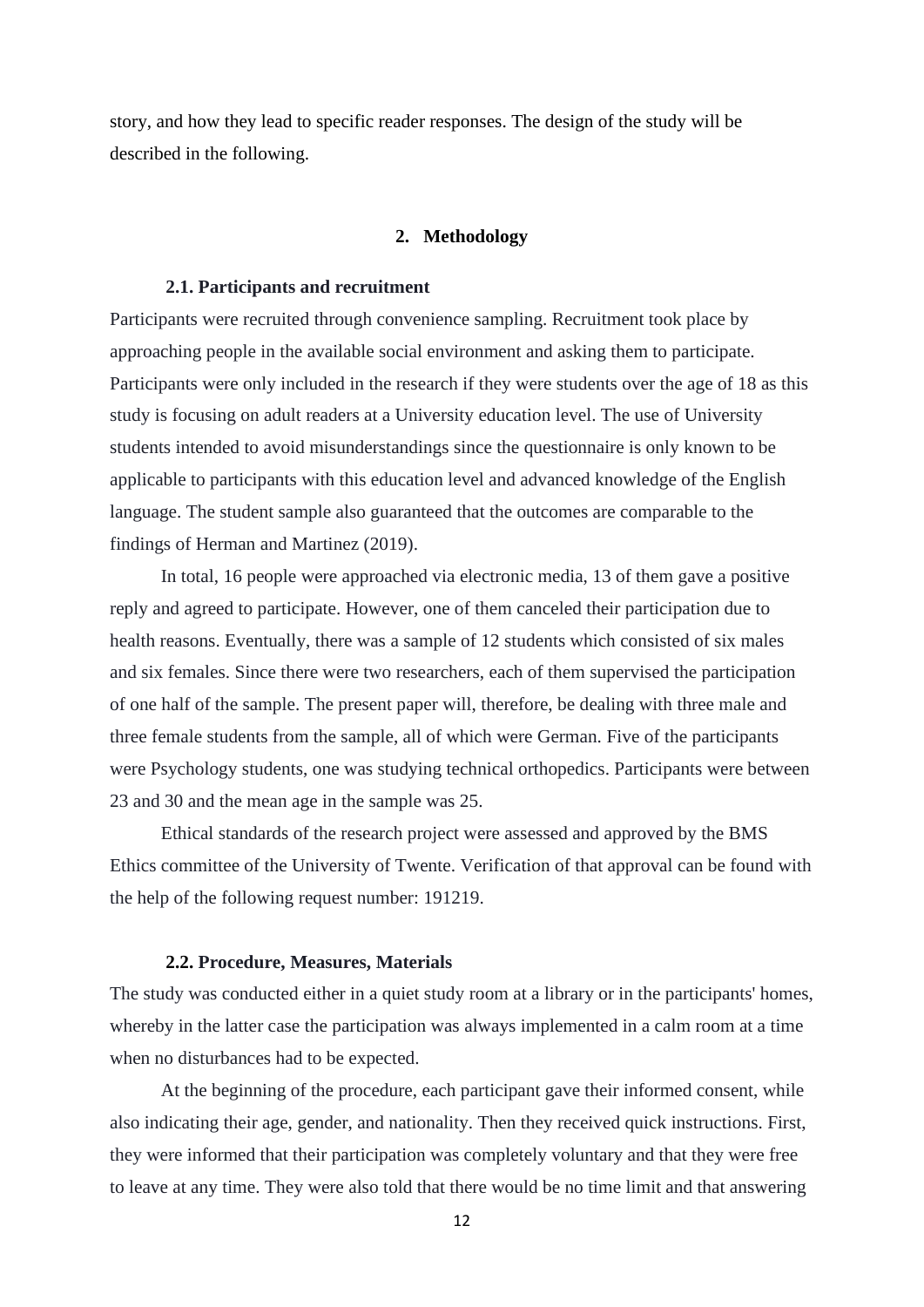story, and how they lead to specific reader responses. The design of the study will be described in the following.

## 2. Methodology

### 2.1. Participants and recruitment

Participants were recruited through convenience sampling. Recruitment took place by approaching people in the available social environment and asking them to participate. Participants were only included in the research if they were students over the age of 18 as this study is focusing on adult readers at a University education level. The use of University students intended to avoid misunderstandings since the questionnaire is only known to be applicable to participants with this education level and advanced knowledge of the English language. The student sample also guaranteed that the outcomes are comparable to the findings of Herman and Martinez (2019).

In total, 16 people were approached via electronic media, 13 of them gave a positive reply and agreed to participate. However, one of them canceled their participation due to health reasons. Eventually, there was a sample of 12 students which consisted of six males and six females. Since there were two researchers, each of them supervised the participation of one half of the sample. The present paper will, therefore, be dealing with three male and three female students from the sample, all of which were German. Five of the participants were Psychology students, one was studying technical orthopedics. Participants were between 23 and 30 and the mean age in the sample was 25.

Ethical standards of the research project were assessed and approved by the BMS Ethics committee of the University of Twente. Verification of that approval can be found with the help of the following request number: 191219.

### 2.2. Procedure, Measures, Materials

The study was conducted either in a quiet study room at a library or in the participants' homes, whereby in the latter case the participation was always implemented in a calm room at a time when no disturbances had to be expected.

At the beginning of the procedure, each participant gave their informed consent, while also indicating their age, gender, and nationality. Then they received quick instructions. First, they were informed that their participation was completely voluntary and that they were free to leave at any time. They were also told that there would be no time limit and that answering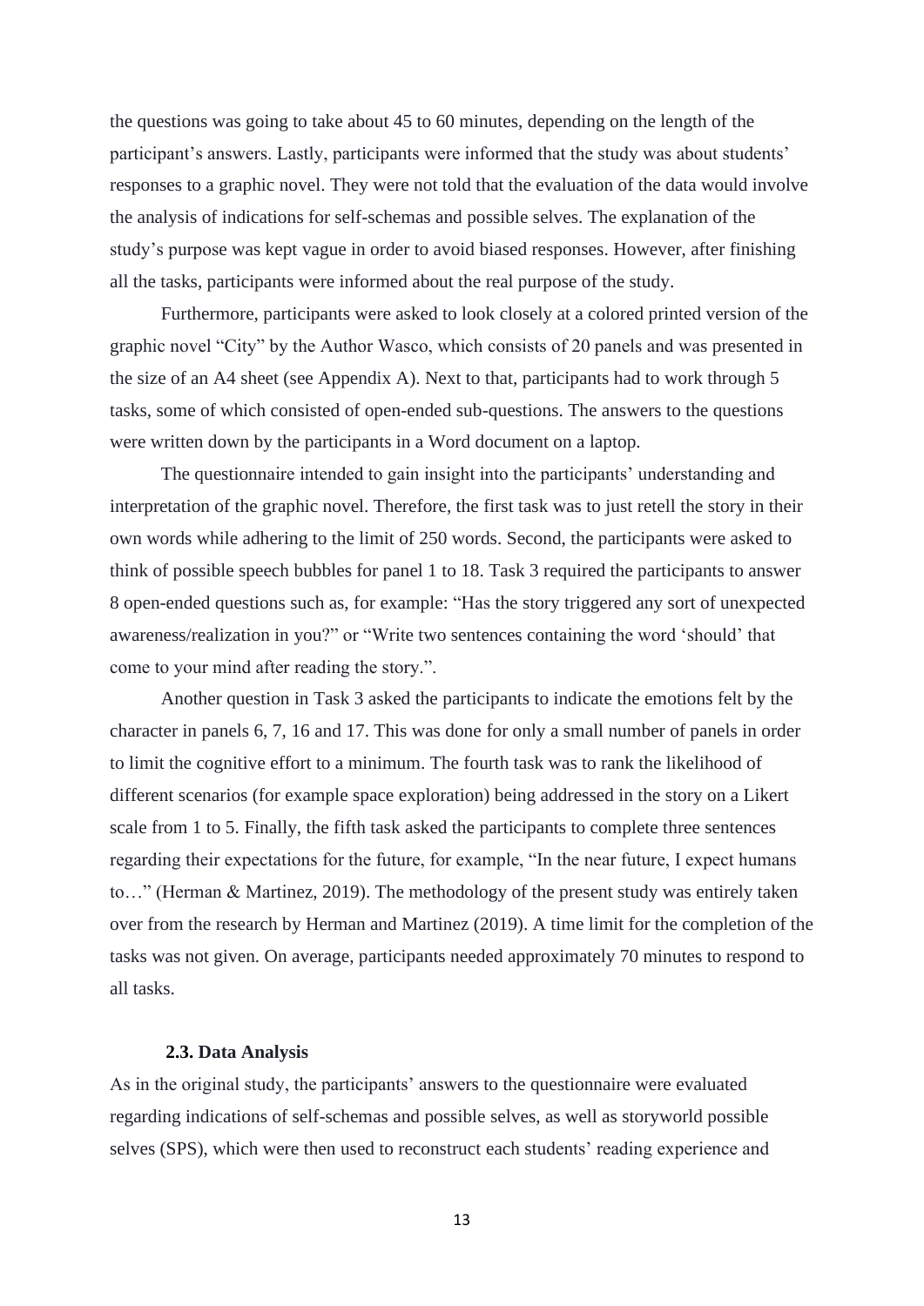the questions was going to take about 45 to 60 minutes, depending on the length of the participant's answers. Lastly, participants were informed that the study was about students' responses to a graphic novel. They were not told that the evaluation of the data would involve the analysis of indications for self-schemas and possible selves. The explanation of the study's purpose was kept vague in order to avoid biased responses. However, after finishing all the tasks, participants were informed about the real purpose of the study.

Furthermore, participants were asked to look closely at a colored printed version of the graphic novel "City" by the Author Wasco, which consists of 20 panels and was presented in the size of an A4 sheet (see Appendix A). Next to that, participants had to work through 5 tasks, some of which consisted of open-ended sub-questions. The answers to the questions were written down by the participants in a Word document on a laptop.

The questionnaire intended to gain insight into the participants' understanding and interpretation of the graphic novel. Therefore, the first task was to just retell the story in their own words while adhering to the limit of 250 words. Second, the participants were asked to think of possible speech bubbles for panel 1 to 18. Task 3 required the participants to answer 8 open-ended questions such as, for example: "Has the story triggered any sort of unexpected awareness/realization in you?" or "Write two sentences containing the word 'should' that come to your mind after reading the story.".

Another question in Task 3 asked the participants to indicate the emotions felt by the character in panels 6, 7, 16 and 17. This was done for only a small number of panels in order to limit the cognitive effort to a minimum. The fourth task was to rank the likelihood of different scenarios (for example space exploration) being addressed in the story on a Likert scale from 1 to 5. Finally, the fifth task asked the participants to complete three sentences regarding their expectations for the future, for example, "In the near future, I expect humans to…" (Herman & Martinez, 2019). The methodology of the present study was entirely taken over from the research by Herman and Martinez (2019). A time limit for the completion of the tasks was not given. On average, participants needed approximately 70 minutes to respond to all tasks.

### 2.3. Data Analysis

As in the original study, the participants' answers to the questionnaire were evaluated regarding indications of self-schemas and possible selves, as well as storyworld possible selves (SPS), which were then used to reconstruct each students' reading experience and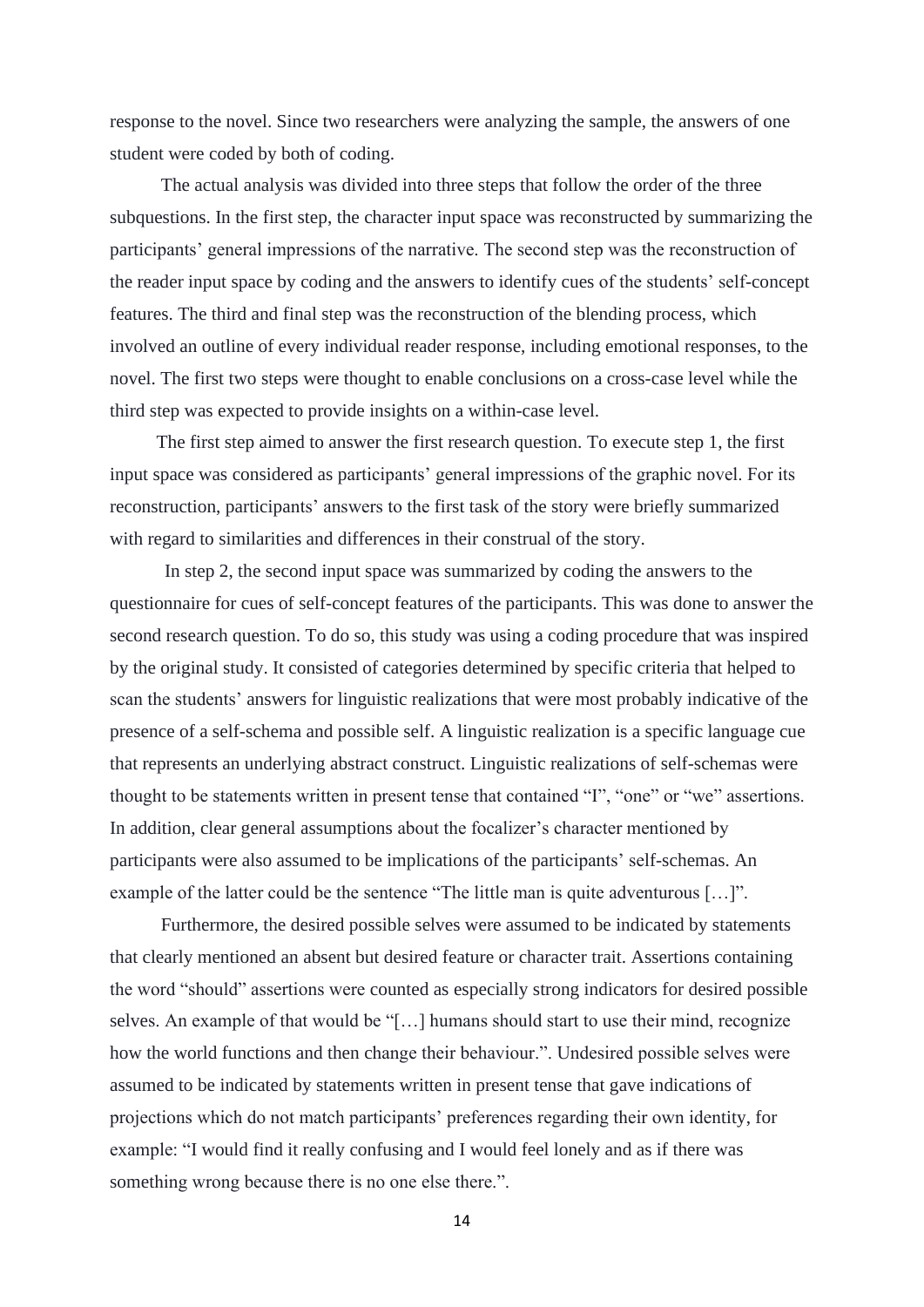response to the novel. Since two researchers were analyzing the sample, the answers of one student were coded by both of coding.

The actual analysis was divided into three steps that follow the order of the three subquestions. In the first step, the character input space was reconstructed by summarizing the participants' general impressions of the narrative. The second step was the reconstruction of the reader input space by coding and the answers to identify cues of the students' self-concept features. The third and final step was the reconstruction of the blending process, which involved an outline of every individual reader response, including emotional responses, to the novel. The first two steps were thought to enable conclusions on a cross-case level while the third step was expected to provide insights on a within-case level.

The first step aimed to answer the first research question. To execute step 1, the first input space was considered as participants' general impressions of the graphic novel. For its reconstruction, participants' answers to the first task of the story were briefly summarized with regard to similarities and differences in their construal of the story.

In step 2, the second input space was summarized by coding the answers to the questionnaire for cues of self-concept features of the participants. This was done to answer the second research question. To do so, this study was using a coding procedure that was inspired by the original study. It consisted of categories determined by specific criteria that helped to scan the students' answers for linguistic realizations that were most probably indicative of the presence of a self-schema and possible self. A linguistic realization is a specific language cue that represents an underlying abstract construct. Linguistic realizations of self-schemas were thought to be statements written in present tense that contained "I", "one" or "we" assertions. In addition, clear general assumptions about the focalizer's character mentioned by participants were also assumed to be implications of the participants' self-schemas. An example of the latter could be the sentence "The little man is quite adventurous […]".

Furthermore, the desired possible selves were assumed to be indicated by statements that clearly mentioned an absent but desired feature or character trait. Assertions containing the word "should" assertions were counted as especially strong indicators for desired possible selves. An example of that would be "[…] humans should start to use their mind, recognize how the world functions and then change their behaviour.". Undesired possible selves were assumed to be indicated by statements written in present tense that gave indications of projections which do not match participants' preferences regarding their own identity, for example: "I would find it really confusing and I would feel lonely and as if there was something wrong because there is no one else there.".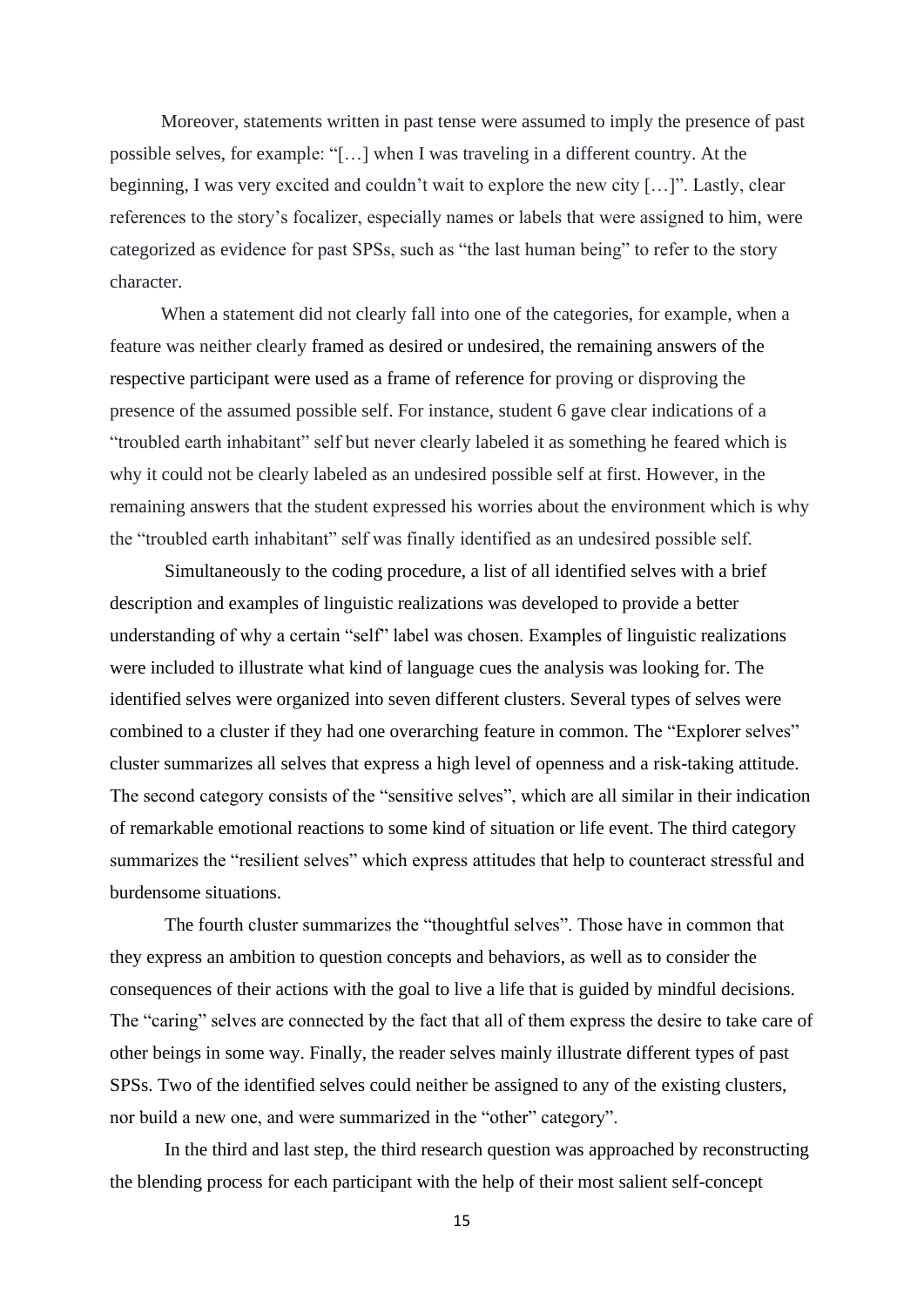Moreover, statements written in past tense were assumed to imply the presence of past possible selves, for example: "[…] when I was traveling in a different country. At the beginning, I was very excited and couldn't wait to explore the new city […]". Lastly, clear references to the story's focalizer, especially names or labels that were assigned to him, were categorized as evidence for past SPSs, such as "the last human being" to refer to the story character.

When a statement did not clearly fall into one of the categories, for example, when a feature was neither clearly framed as desired or undesired, the remaining answers of the respective participant were used as a frame of reference for proving or disproving the presence of the assumed possible self. For instance, student 6 gave clear indications of a "troubled earth inhabitant" self but never clearly labeled it as something he feared which is why it could not be clearly labeled as an undesired possible self at first. However, in the remaining answers that the student expressed his worries about the environment which is why the "troubled earth inhabitant" self was finally identified as an undesired possible self.

Simultaneously to the coding procedure, a list of all identified selves with a brief description and examples of linguistic realizations was developed to provide a better understanding of why a certain "self" label was chosen. Examples of linguistic realizations were included to illustrate what kind of language cues the analysis was looking for. The identified selves were organized into seven different clusters. Several types of selves were combined to a cluster if they had one overarching feature in common. The "Explorer selves" cluster summarizes all selves that express a high level of openness and a risk-taking attitude. The second category consists of the "sensitive selves", which are all similar in their indication of remarkable emotional reactions to some kind of situation or life event. The third category summarizes the "resilient selves" which express attitudes that help to counteract stressful and burdensome situations.

The fourth cluster summarizes the "thoughtful selves". Those have in common that they express an ambition to question concepts and behaviors, as well as to consider the consequences of their actions with the goal to live a life that is guided by mindful decisions. The "caring" selves are connected by the fact that all of them express the desire to take care of other beings in some way. Finally, the reader selves mainly illustrate different types of past SPSs. Two of the identified selves could neither be assigned to any of the existing clusters, nor build a new one, and were summarized in the "other" category".

In the third and last step, the third research question was approached by reconstructing the blending process for each participant with the help of their most salient self-concept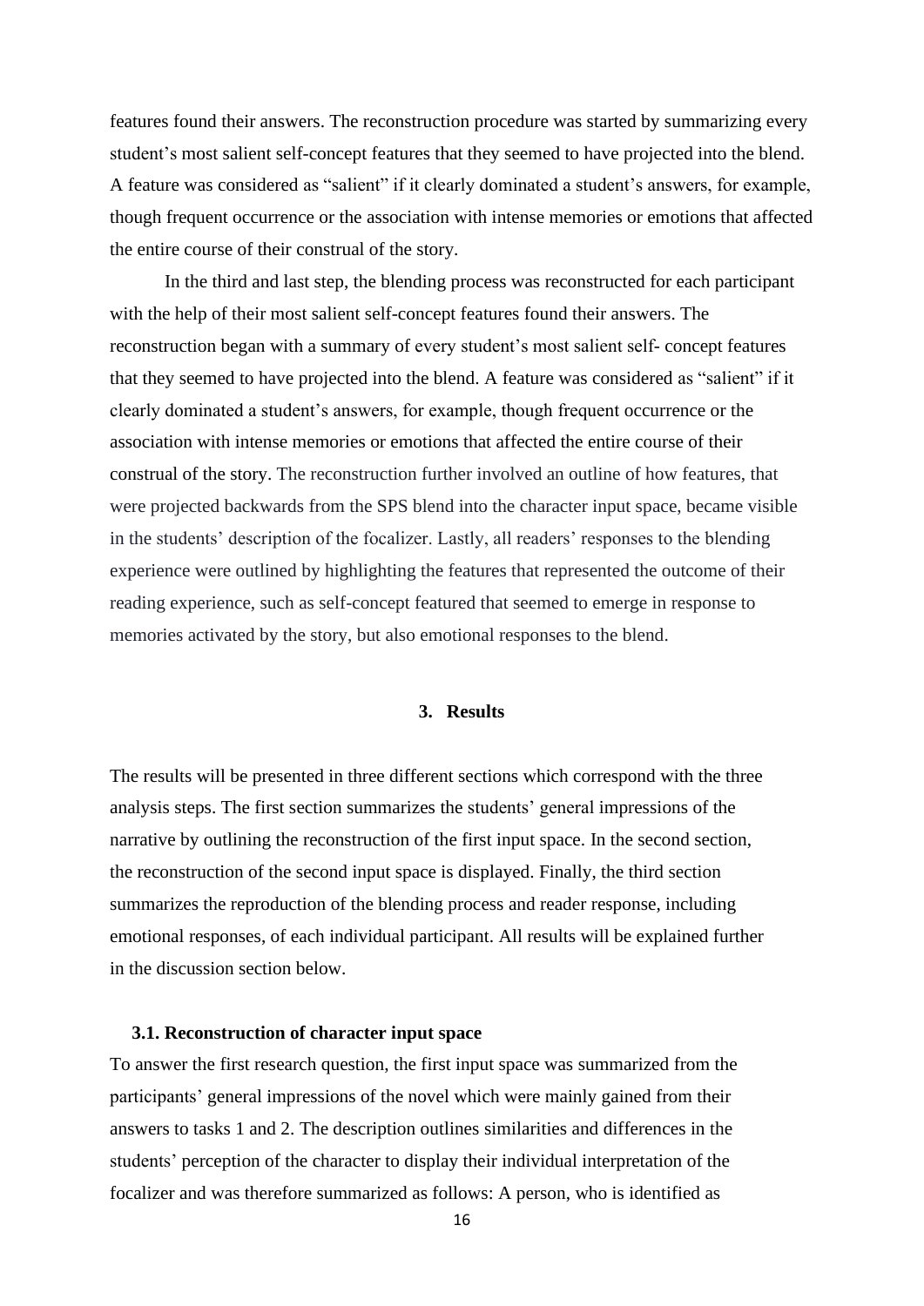features found their answers. The reconstruction procedure was started by summarizing every student's most salient self-concept features that they seemed to have projected into the blend. A feature was considered as "salient" if it clearly dominated a student's answers, for example, though frequent occurrence or the association with intense memories or emotions that affected the entire course of their construal of the story.

In the third and last step, the blending process was reconstructed for each participant with the help of their most salient self-concept features found their answers. The reconstruction began with a summary of every student's most salient self- concept features that they seemed to have projected into the blend. A feature was considered as "salient" if it clearly dominated a student's answers, for example, though frequent occurrence or the association with intense memories or emotions that affected the entire course of their construal of the story. The reconstruction further involved an outline of how features, that were projected backwards from the SPS blend into the character input space, became visible in the students' description of the focalizer. Lastly, all readers' responses to the blending experience were outlined by highlighting the features that represented the outcome of their reading experience, such as self-concept featured that seemed to emerge in response to memories activated by the story, but also emotional responses to the blend.

## 3. Results

The results will be presented in three different sections which correspond with the three analysis steps. The first section summarizes the students' general impressions of the narrative by outlining the reconstruction of the first input space. In the second section, the reconstruction of the second input space is displayed. Finally, the third section summarizes the reproduction of the blending process and reader response, including emotional responses, of each individual participant. All results will be explained further in the discussion section below.

### 3.1. Reconstruction of character input space

To answer the first research question, the first input space was summarized from the participants' general impressions of the novel which were mainly gained from their answers to tasks 1 and 2. The description outlines similarities and differences in the students' perception of the character to display their individual interpretation of the focalizer and was therefore summarized as follows: A person, who is identified as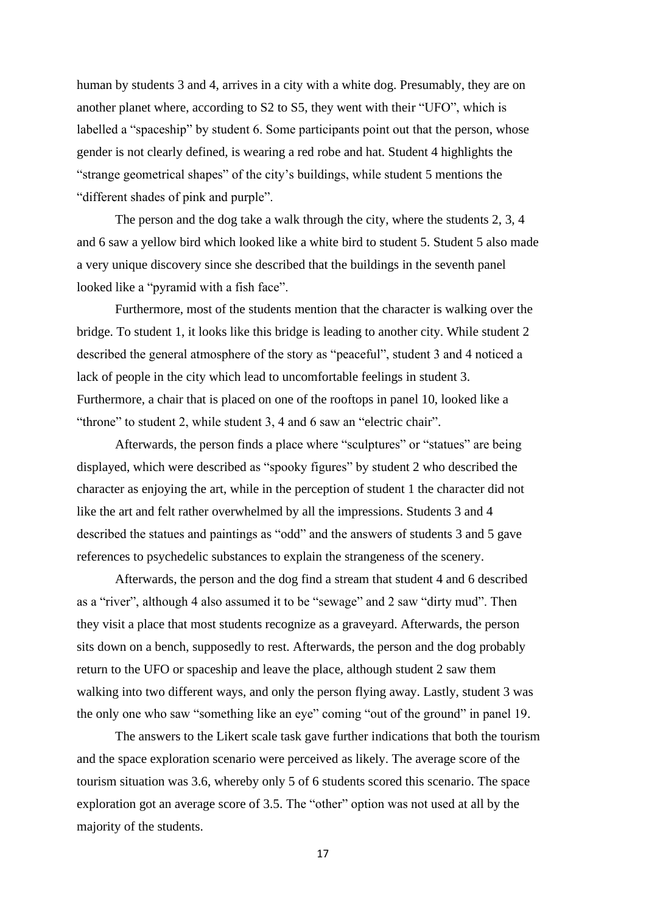human by students 3 and 4, arrives in a city with a white dog. Presumably, they are on another planet where, according to S2 to S5, they went with their "UFO", which is labelled a "spaceship" by student 6. Some participants point out that the person, whose gender is not clearly defined, is wearing a red robe and hat. Student 4 highlights the "strange geometrical shapes" of the city's buildings, while student 5 mentions the "different shades of pink and purple".

The person and the dog take a walk through the city, where the students 2, 3, 4 and 6 saw a yellow bird which looked like a white bird to student 5. Student 5 also made a very unique discovery since she described that the buildings in the seventh panel looked like a "pyramid with a fish face".

Furthermore, most of the students mention that the character is walking over the bridge. To student 1, it looks like this bridge is leading to another city. While student 2 described the general atmosphere of the story as "peaceful", student 3 and 4 noticed a lack of people in the city which lead to uncomfortable feelings in student 3. Furthermore, a chair that is placed on one of the rooftops in panel 10, looked like a "throne" to student 2, while student 3, 4 and 6 saw an "electric chair".

Afterwards, the person finds a place where "sculptures" or "statues" are being displayed, which were described as "spooky figures" by student 2 who described the character as enjoying the art, while in the perception of student 1 the character did not like the art and felt rather overwhelmed by all the impressions. Students 3 and 4 described the statues and paintings as "odd" and the answers of students 3 and 5 gave references to psychedelic substances to explain the strangeness of the scenery.

Afterwards, the person and the dog find a stream that student 4 and 6 described as a "river", although 4 also assumed it to be "sewage" and 2 saw "dirty mud". Then they visit a place that most students recognize as a graveyard. Afterwards, the person sits down on a bench, supposedly to rest. Afterwards, the person and the dog probably return to the UFO or spaceship and leave the place, although student 2 saw them walking into two different ways, and only the person flying away. Lastly, student 3 was the only one who saw "something like an eye" coming "out of the ground" in panel 19.

The answers to the Likert scale task gave further indications that both the tourism and the space exploration scenario were perceived as likely. The average score of the tourism situation was 3.6, whereby only 5 of 6 students scored this scenario. The space exploration got an average score of 3.5. The "other" option was not used at all by the majority of the students.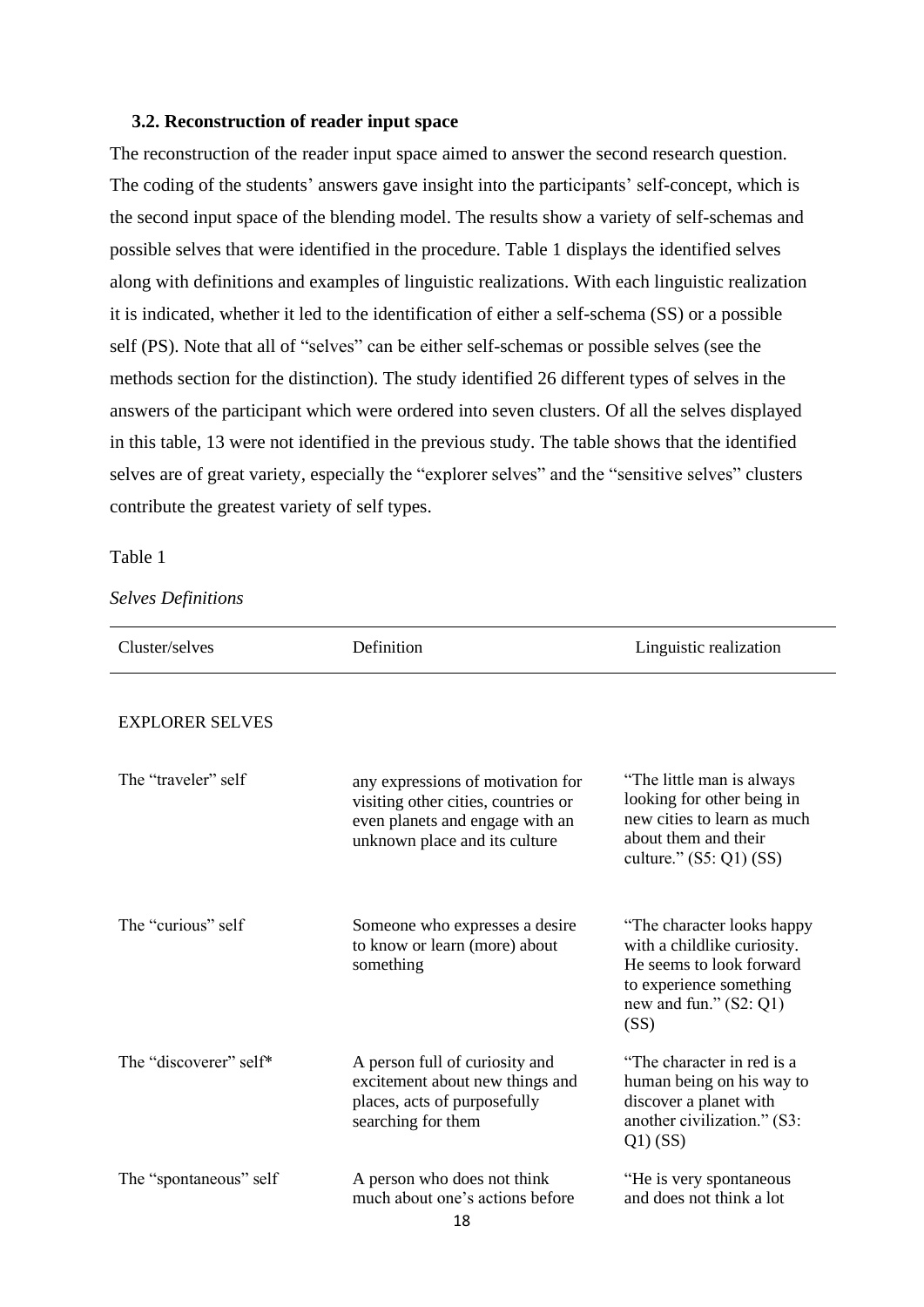### 3.2. Reconstruction of reader input space

The reconstruction of the reader input space aimed to answer the second research question. The coding of the students' answers gave insight into the participants' self-concept, which is the second input space of the blending model. The results show a variety of self-schemas and possible selves that were identified in the procedure. Table 1 displays the identified selves along with definitions and examples of linguistic realizations. With each linguistic realization it is indicated, whether it led to the identification of either a self-schema (SS) or a possible self (PS). Note that all of "selves" can be either self-schemas or possible selves (see the methods section for the distinction). The study identified 26 different types of selves in the answers of the participant which were ordered into seven clusters. Of all the selves displayed in this table, 13 were not identified in the previous study. The table shows that the identified selves are of great variety, especially the "explorer selves" and the "sensitive selves" clusters contribute the greatest variety of self types.

Table 1

*Selves Definitions*

| Cluster/selves | Definition | Linguistic realization |
|---|---|---|
| EXPLORER SELVES | | |
| The "traveler" self | any expressions of motivation for visiting other cities, countries or even planets and engage with an unknown place and its culture | "The little man is always looking for other being in new cities to learn as much about them and their culture." (S5: Q1) (SS) |
| The "curious" self | Someone who expresses a desire to know or learn (more) about something | "The character looks happy with a childlike curiosity. He seems to look forward to experience something new and fun." (S2: Q1) (SS) |
| The "discoverer" self* | A person full of curiosity and excitement about new things and places, acts of purposefully searching for them | "The character in red is a human being on his way to discover a planet with another civilization." (S3: Q1) (SS) |
| The "spontaneous" self | A person who does not think much about one's actions before | "He is very spontaneous and does not think a lot |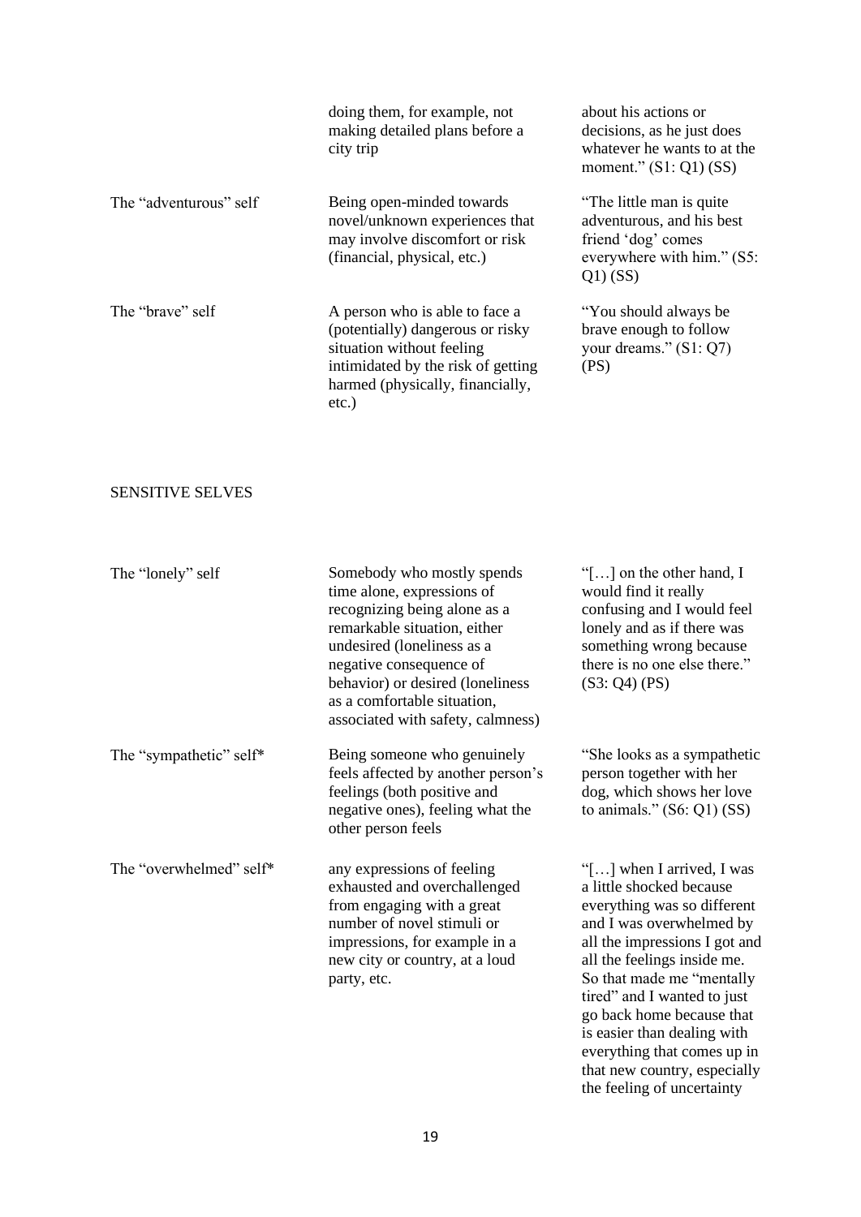| | | |
|---|---|---|
| | doing them, for example, not making detailed plans before a city trip | about his actions or decisions, as he just does whatever he wants to at the moment." (S1: Q1) (SS) |
| The "adventurous" self | Being open-minded towards novel/unknown experiences that may involve discomfort or risk (financial, physical, etc.) | "The little man is quite adventurous, and his best friend 'dog' comes everywhere with him." (S5: Q1) (SS) |
| The "brave" self | A person who is able to face a (potentially) dangerous or risky situation without feeling intimidated by the risk of getting harmed (physically, financially, etc.) | "You should always be brave enough to follow your dreams." (S1: Q7) (PS) |

SENSITIVE SELVES

| | | |
|---|---|---|
| The "lonely" self | Somebody who mostly spends time alone, expressions of recognizing being alone as a remarkable situation, either undesired (loneliness as a negative consequence of behavior) or desired (loneliness as a comfortable situation, associated with safety, calmness) | "[…] on the other hand, I would find it really confusing and I would feel lonely and as if there was something wrong because there is no one else there." (S3: Q4) (PS) |
| The "sympathetic" self* | Being someone who genuinely feels affected by another person's feelings (both positive and negative ones), feeling what the other person feels | "She looks as a sympathetic person together with her dog, which shows her love to animals." (S6: Q1) (SS) |
| The "overwhelmed" self* | any expressions of feeling exhausted and overchallenged from engaging with a great number of novel stimuli or impressions, for example in a new city or country, at a loud party, etc. | "[…] when I arrived, I was a little shocked because everything was so different and I was overwhelmed by all the impressions I got and all the feelings inside me. So that made me "mentally tired" and I wanted to just go back home because that is easier than dealing with everything that comes up in that new country, especially the feeling of uncertainty |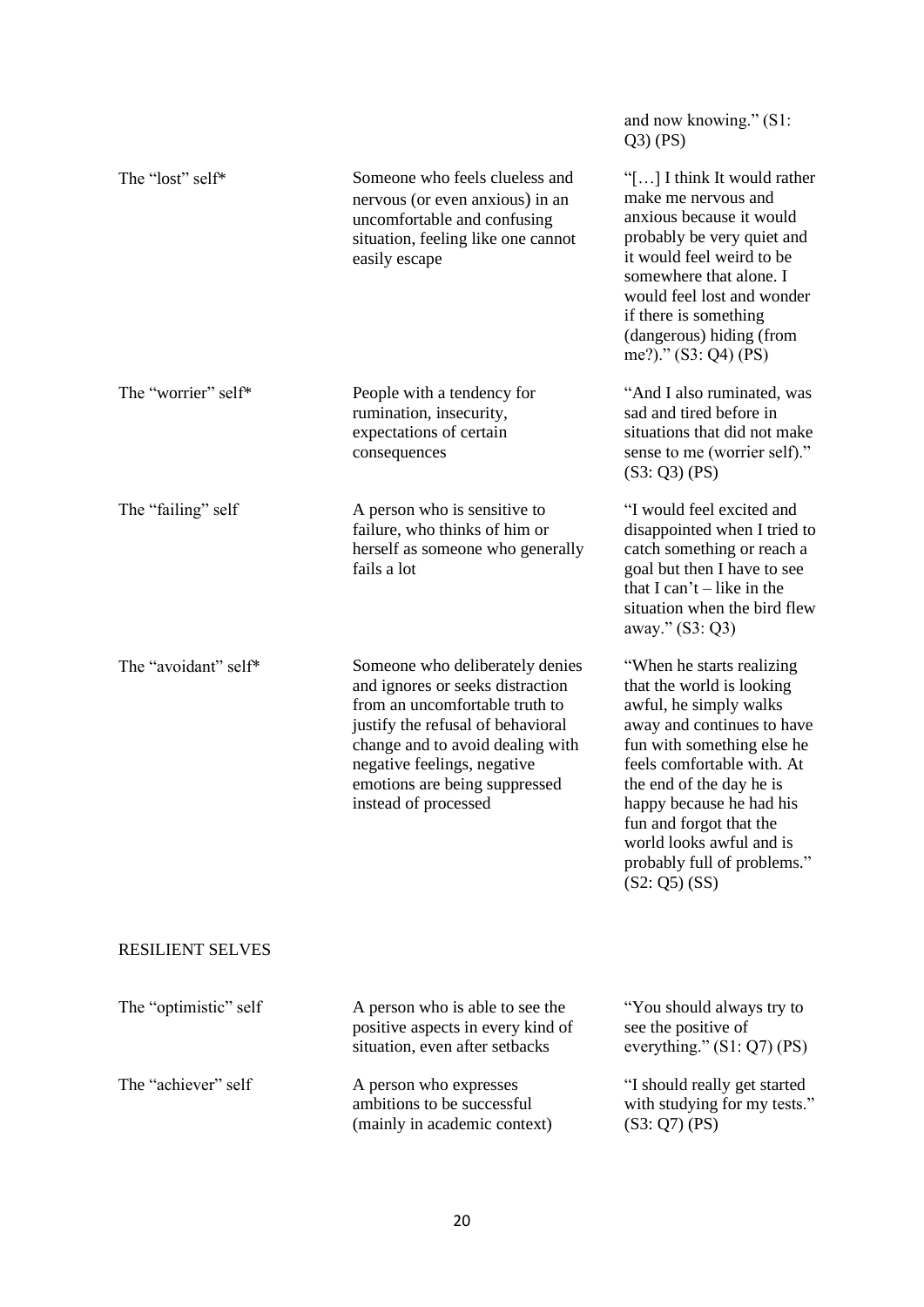| | | |
|---|---|---|
| | | and now knowing." (S1: Q3) (PS) |
| The "lost" self* | Someone who feels clueless and nervous (or even anxious) in an uncomfortable and confusing situation, feeling like one cannot easily escape | "[…] I think It would rather make me nervous and anxious because it would probably be very quiet and it would feel weird to be somewhere that alone. I would feel lost and wonder if there is something (dangerous) hiding (from me?)." (S3: Q4) (PS) |
| The "worrier" self* | People with a tendency for rumination, insecurity, expectations of certain consequences | "And I also ruminated, was sad and tired before in situations that did not make sense to me (worrier self)." (S3: Q3) (PS) |
| The "failing" self | A person who is sensitive to failure, who thinks of him or herself as someone who generally fails a lot | "I would feel excited and disappointed when I tried to catch something or reach a goal but then I have to see that I can't – like in the situation when the bird flew away." (S3: Q3) |
| The "avoidant" self* | Someone who deliberately denies and ignores or seeks distraction from an uncomfortable truth to justify the refusal of behavioral change and to avoid dealing with negative feelings, negative emotions are being suppressed instead of processed | "When he starts realizing that the world is looking awful, he simply walks away and continues to have fun with something else he feels comfortable with. At the end of the day he is happy because he had his fun and forgot that the world looks awful and is probably full of problems." (S2: Q5) (SS) |
| RESILIENT SELVES | | |
| The "optimistic" self | A person who is able to see the positive aspects in every kind of situation, even after setbacks | "You should always try to see the positive of everything." (S1: Q7) (PS) |
| The "achiever" self | A person who expresses ambitions to be successful (mainly in academic context) | "I should really get started with studying for my tests." (S3: Q7) (PS) |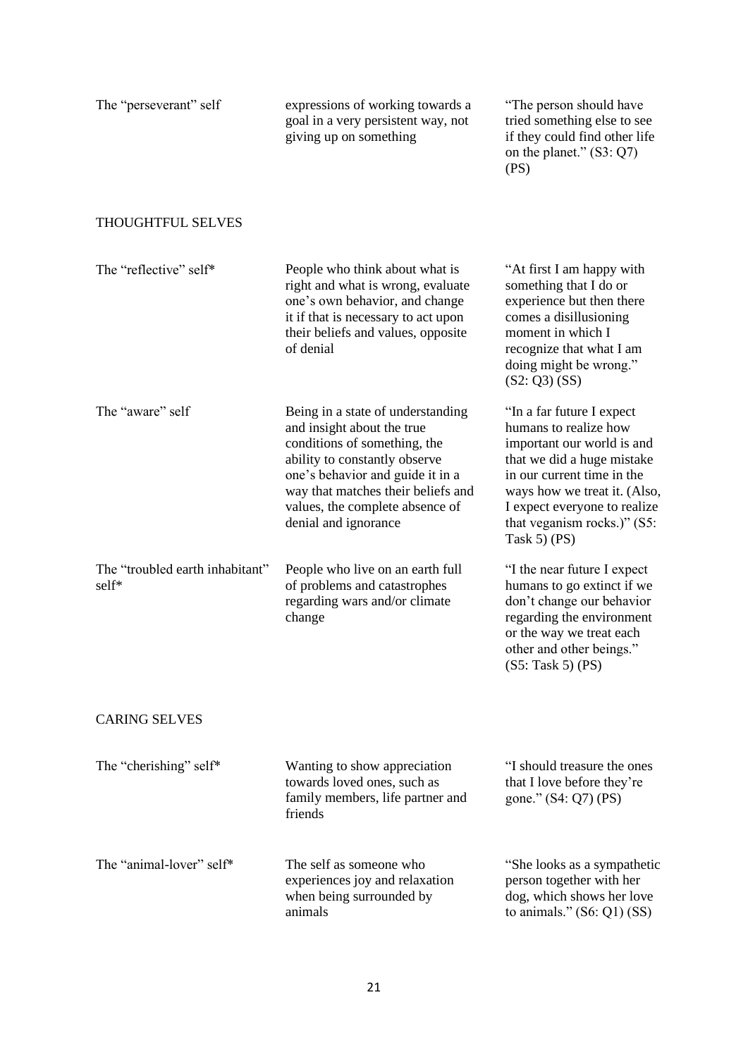| | | |
|---|---|---|
| The "perseverant" self | expressions of working towards a goal in a very persistent way, not giving up on something | "The person should have tried something else to see if they could find other life on the planet." (S3: Q7) (PS) |
| THOUGHTFUL SELVES | | |
| The "reflective" self* | People who think about what is right and what is wrong, evaluate one's own behavior, and change it if that is necessary to act upon their beliefs and values, opposite of denial | "At first I am happy with something that I do or experience but then there comes a disillusioning moment in which I recognize that what I am doing might be wrong." (S2: Q3) (SS) |
| The "aware" self | Being in a state of understanding and insight about the true conditions of something, the ability to constantly observe one's behavior and guide it in a way that matches their beliefs and values, the complete absence of denial and ignorance | "In a far future I expect humans to realize how important our world is and that we did a huge mistake in our current time in the ways how we treat it. (Also, I expect everyone to realize that veganism rocks.)" (S5: Task 5) (PS) |
| The "troubled earth inhabitant" self* | People who live on an earth full of problems and catastrophes regarding wars and/or climate change | "I the near future I expect humans to go extinct if we don't change our behavior regarding the environment or the way we treat each other and other beings." (S5: Task 5) (PS) |
| CARING SELVES | | |
| The "cherishing" self* | Wanting to show appreciation towards loved ones, such as family members, life partner and friends | "I should treasure the ones that I love before they're gone." (S4: Q7) (PS) |
| The "animal-lover" self* | The self as someone who experiences joy and relaxation when being surrounded by animals | "She looks as a sympathetic person together with her dog, which shows her love to animals." (S6: Q1) (SS) |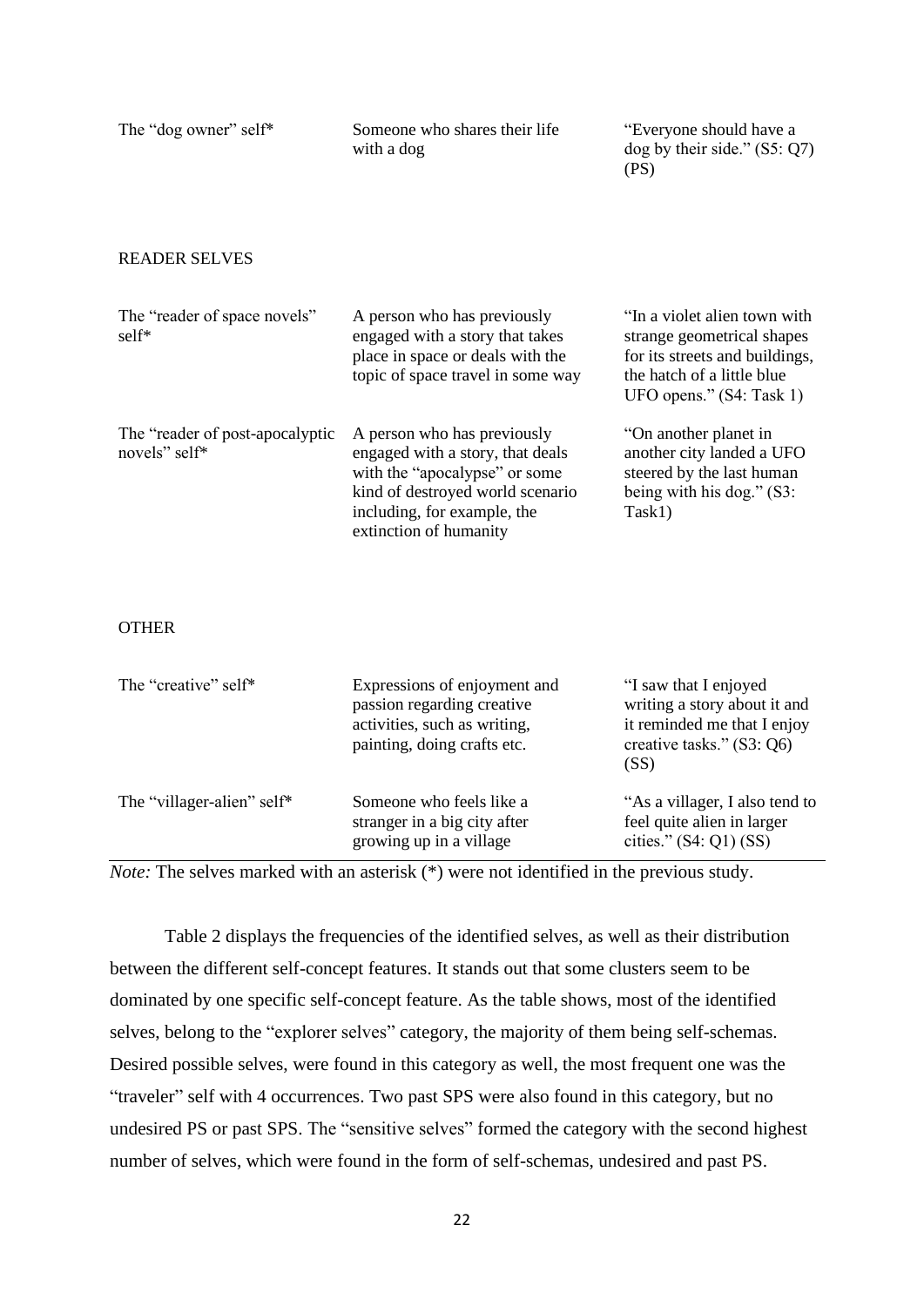| | | |
|---|---|---|
| The "dog owner" self* | Someone who shares their life with a dog | "Everyone should have a dog by their side." (S5: Q7) (PS) |
| READER SELVES | | |
| The "reader of space novels" self* | A person who has previously engaged with a story that takes place in space or deals with the topic of space travel in some way | "In a violet alien town with strange geometrical shapes for its streets and buildings, the hatch of a little blue UFO opens." (S4: Task 1) |
| The "reader of post-apocalyptic novels" self* | A person who has previously engaged with a story, that deals with the "apocalypse" or some kind of destroyed world scenario including, for example, the extinction of humanity | "On another planet in another city landed a UFO steered by the last human being with his dog." (S3: Task1) |
| OTHER | | |
| The "creative" self* | Expressions of enjoyment and passion regarding creative activities, such as writing, painting, doing crafts etc. | "I saw that I enjoyed writing a story about it and it reminded me that I enjoy creative tasks." (S3: Q6) (SS) |
| The "villager-alien" self* | Someone who feels like a stranger in a big city after growing up in a village | "As a villager, I also tend to feel quite alien in larger cities." (S4: Q1) (SS) |

*Note:* The selves marked with an asterisk (*) were not identified in the previous study.

Table 2 displays the frequencies of the identified selves, as well as their distribution between the different self-concept features. It stands out that some clusters seem to be dominated by one specific self-concept feature. As the table shows, most of the identified selves, belong to the "explorer selves" category, the majority of them being self-schemas. Desired possible selves, were found in this category as well, the most frequent one was the "traveler" self with 4 occurrences. Two past SPS were also found in this category, but no undesired PS or past SPS. The "sensitive selves" formed the category with the second highest number of selves, which were found in the form of self-schemas, undesired and past PS.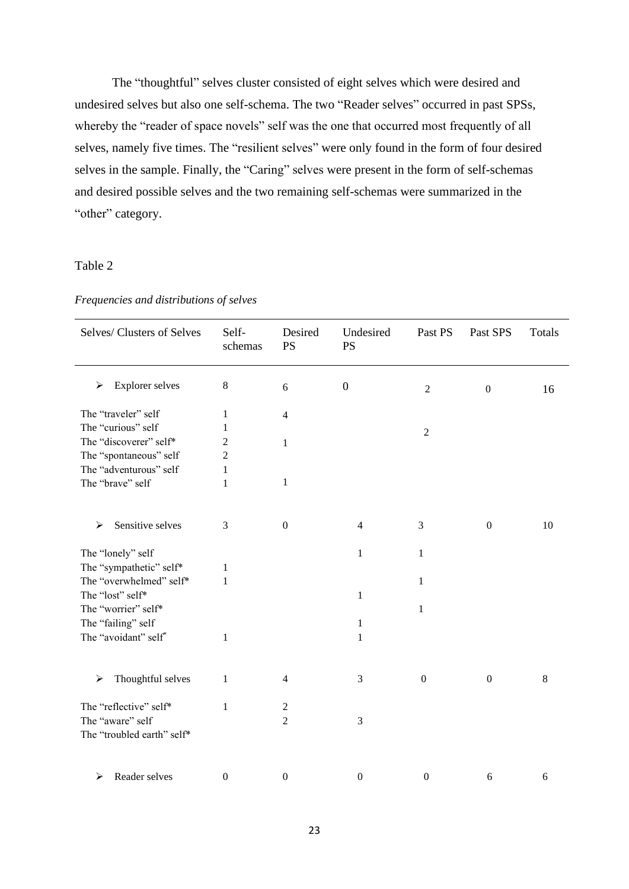The “thoughtful” selves cluster consisted of eight selves which were desired and undesired selves but also one self-schema. The two “Reader selves” occurred in past SPSs, whereby the “reader of space novels” self was the one that occurred most frequently of all selves, namely five times. The “resilient selves” were only found in the form of four desired selves in the sample. Finally, the “Caring” selves were present in the form of self-schemas and desired possible selves and the two remaining self-schemas were summarized in the “other” category.

Table 2

*Frequencies and distributions of selves*

| Selves/ Clusters of Selves | Self-schemas | Desired PS | Undesired PS | Past PS | Past SPS | Totals |
|---|---|---|---|---|---|---|
| ➢ Explorer selves | 8 | 6 | 0 | 2 | 0 | 16 |
| The “traveler” self | 1 | 4 | | | | |
| The “curious” self | 1 | | | 2 | | |
| The “discoverer” self* | 2 | 1 | | | | |
| The “spontaneous” self | 2 | | | | | |
| The “adventurous” self | 1 | | | | | |
| The “brave” self | 1 | 1 | | | | |
| ➢ Sensitive selves | 3 | 0 | 4 | 3 | 0 | 10 |
| The “lonely” self | | | 1 | 1 | | |
| The “sympathetic” self* | 1 | | | | | |
| The “overwhelmed” self* | 1 | | | 1 | | |
| The “lost” self* | | | 1 | | | |
| The “worrier” self* | | | | 1 | | |
| The “failing” self | | | 1 | | | |
| The “avoidant” self* | 1 | | 1 | | | |
| ➢ Thoughtful selves | 1 | 4 | 3 | 0 | 0 | 8 |
| The “reflective” self* | 1 | 2 | | | | |
| The “aware” self | | 2 | 3 | | | |
| The “troubled earth” self* | | | | | | |
| ➢ Reader selves | 0 | 0 | 0 | 0 | 6 | 6 |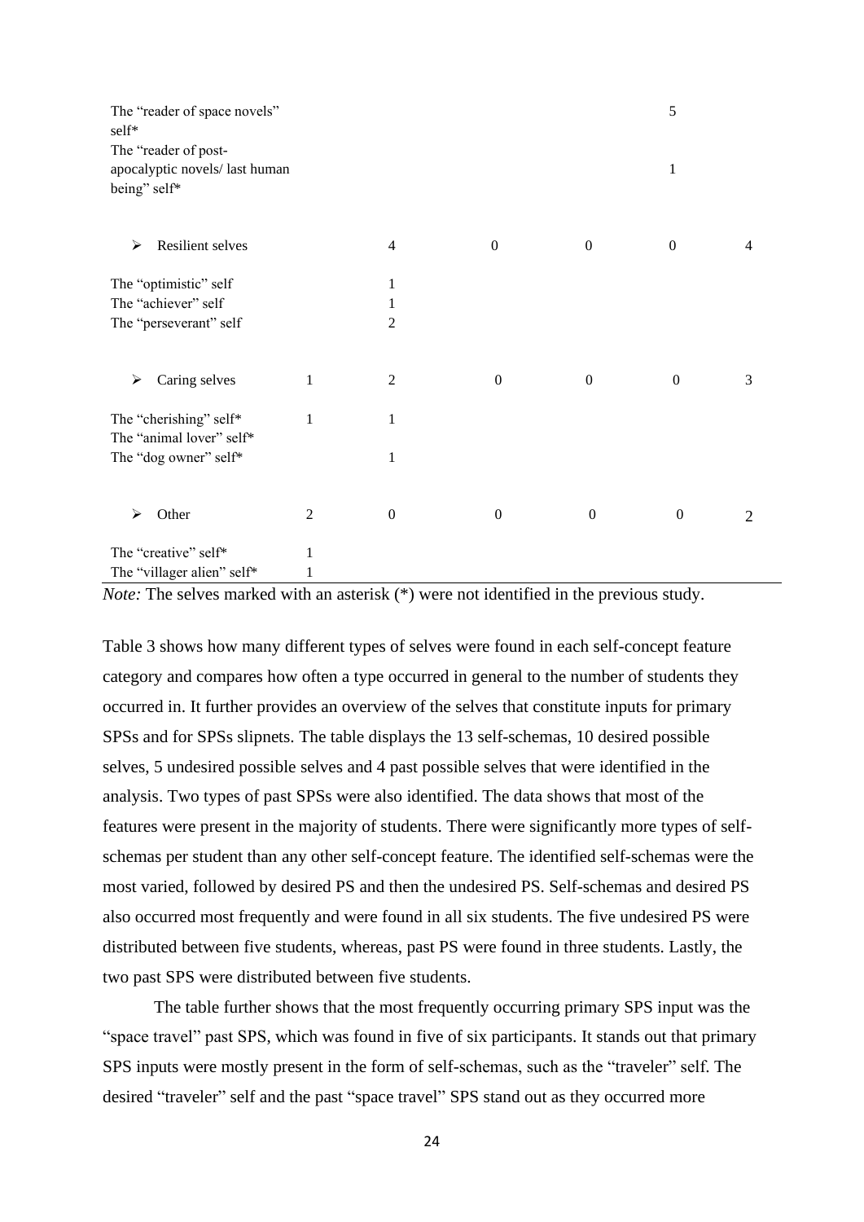| | | | | | | |
|---|---|---|---|---|---|---|
| The "reader of space novels" self* | | | | | 5 | |
| The "reader of post-apocalyptic novels/ last human being" self* | | | | | 1 | |
| ➢ Resilient selves | | 4 | 0 | 0 | 0 | 4 |
| The "optimistic" self | | 1 | | | | |
| The "achiever" self | | 1 | | | | |
| The "perseverant" self | | 2 | | | | |
| ➢ Caring selves | 1 | 2 | 0 | 0 | 0 | 3 |
| The "cherishing" self* | 1 | 1 | | | | |
| The "animal lover" self* | | | | | | |
| The "dog owner" self* | | 1 | | | | |
| ➢ Other | 2 | 0 | 0 | 0 | 0 | 2 |
| The "creative" self* | 1 | | | | | |
| The "villager alien" self* | 1 | | | | | |

*Note:* The selves marked with an asterisk (*) were not identified in the previous study.

Table 3 shows how many different types of selves were found in each self-concept feature category and compares how often a type occurred in general to the number of students they occurred in. It further provides an overview of the selves that constitute inputs for primary SPSs and for SPSs slipnets. The table displays the 13 self-schemas, 10 desired possible selves, 5 undesired possible selves and 4 past possible selves that were identified in the analysis. Two types of past SPSs were also identified. The data shows that most of the features were present in the majority of students. There were significantly more types of self-schemas per student than any other self-concept feature. The identified self-schemas were the most varied, followed by desired PS and then the undesired PS. Self-schemas and desired PS also occurred most frequently and were found in all six students. The five undesired PS were distributed between five students, whereas, past PS were found in three students. Lastly, the two past SPS were distributed between five students.

The table further shows that the most frequently occurring primary SPS input was the "space travel" past SPS, which was found in five of six participants. It stands out that primary SPS inputs were mostly present in the form of self-schemas, such as the "traveler" self. The desired "traveler" self and the past "space travel" SPS stand out as they occurred more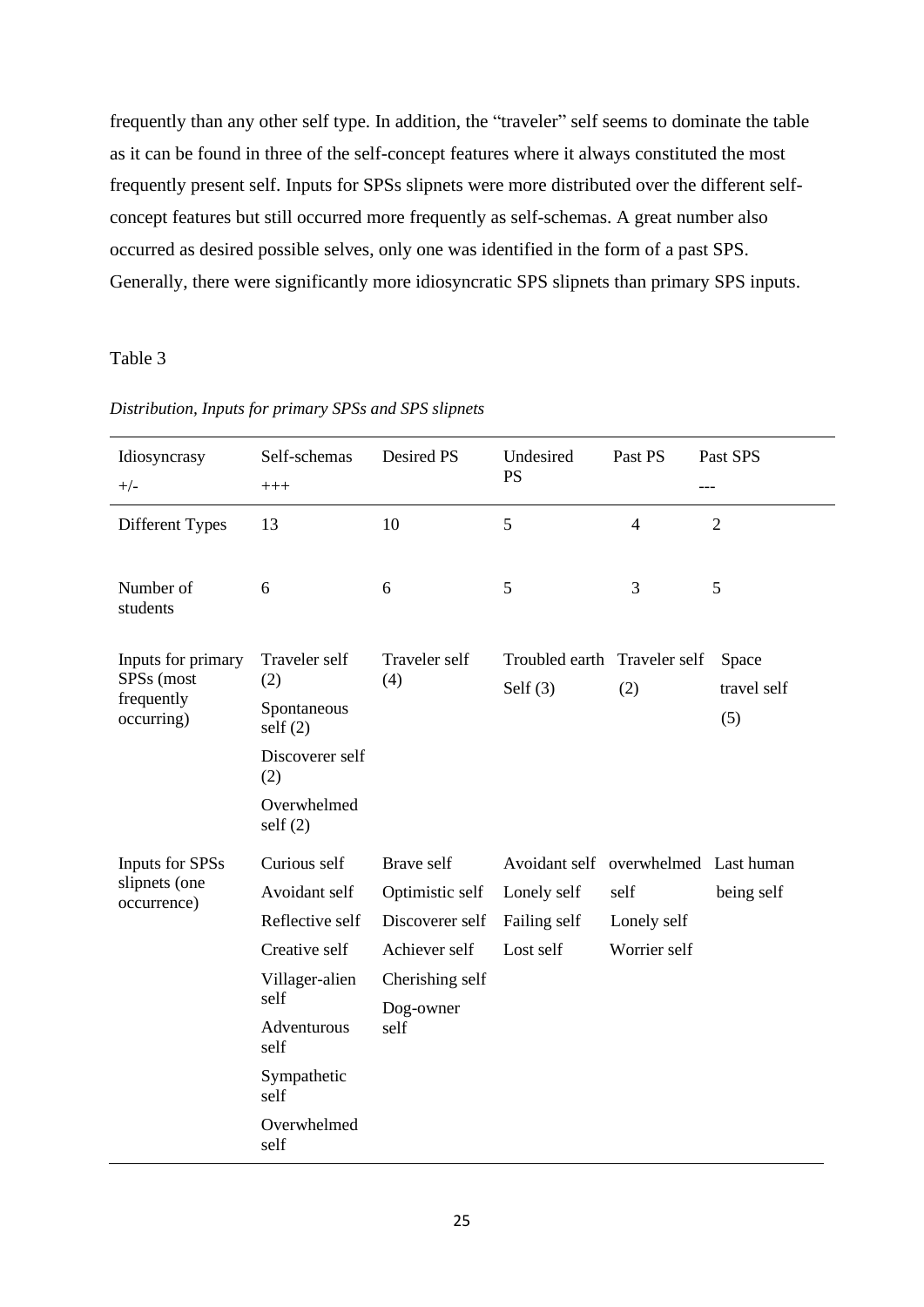frequently than any other self type. In addition, the "traveler" self seems to dominate the table as it can be found in three of the self-concept features where it always constituted the most frequently present self. Inputs for SPSs slipnets were more distributed over the different self-concept features but still occurred more frequently as self-schemas. A great number also occurred as desired possible selves, only one was identified in the form of a past SPS. Generally, there were significantly more idiosyncratic SPS slipnets than primary SPS inputs.

Table 3

*Distribution, Inputs for primary SPSs and SPS slipnets*

| Idiosyncrasy +/- | Self-schemas +++ | Desired PS | Undesired PS | Past PS | Past SPS --- |
|---|---|---|---|---|---|
| Different Types | 13 | 10 | 5 | 4 | 2 |
| Number of students | 6 | 6 | 5 | 3 | 5 |
| Inputs for primary SPSs (most frequently occurring) | Traveler self (2)<br>Spontaneous self (2)<br>Discoverer self (2)<br>Overwhelmed self (2) | Traveler self (4) | Troubled earth Self (3) | Traveler self (2) | Space travel self (5) |
| Inputs for SPSs slipnets (one occurrence) | Curious self<br>Avoidant self<br>Reflective self<br>Creative self<br>Villager-alien self<br>Adventurous self<br>Sympathetic self<br>Overwhelmed self | Brave self<br>Optimistic self<br>Discoverer self<br>Achiever self<br>Cherishing self<br>Dog-owner self | Avoidant self<br>Lonely self<br>Failing self<br>Lost self | overwhelmed self<br>Lonely self<br>Worrier self | Last human being self |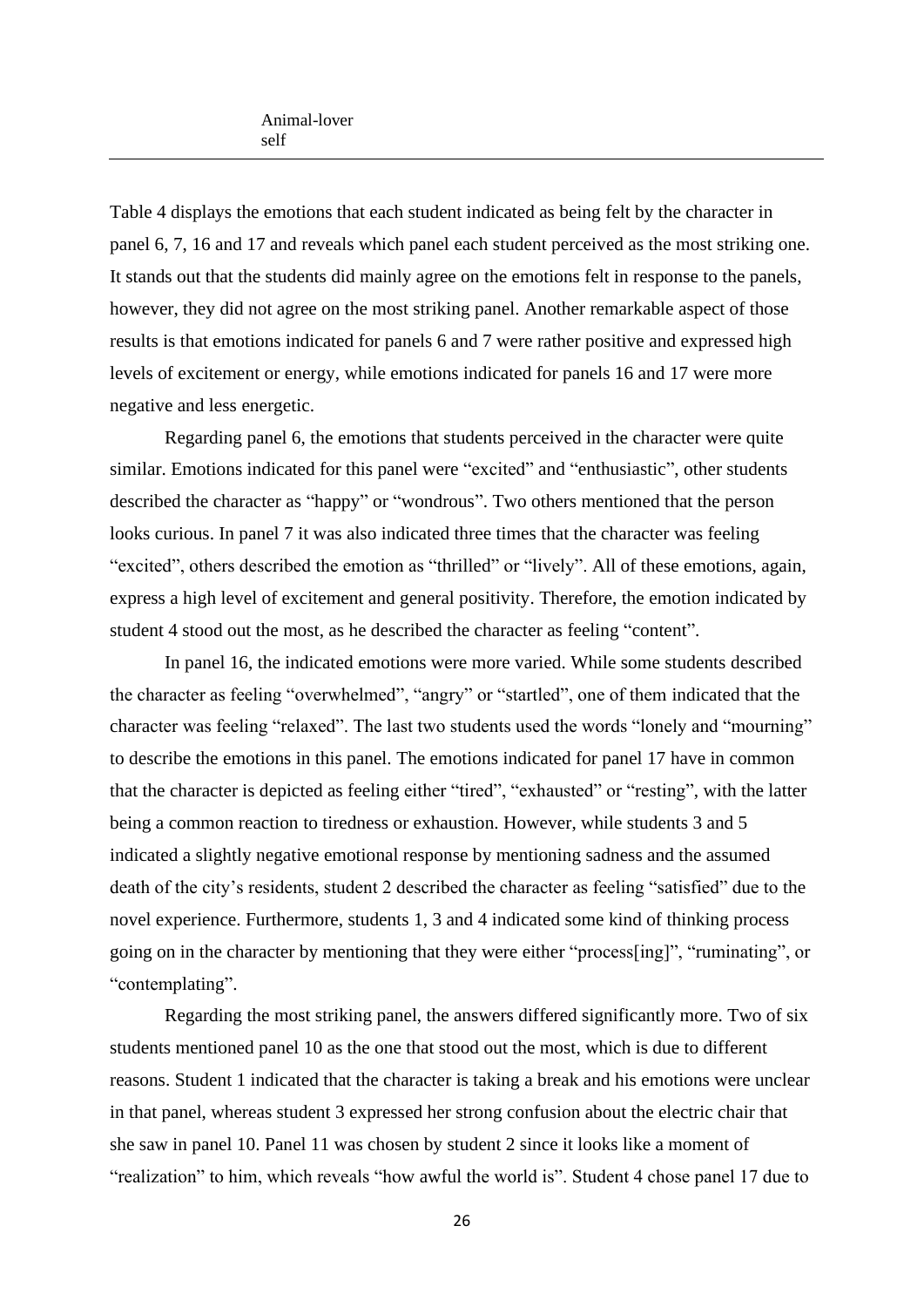| | Animal-lover self |
|---|---|

Table 4 displays the emotions that each student indicated as being felt by the character in panel 6, 7, 16 and 17 and reveals which panel each student perceived as the most striking one. It stands out that the students did mainly agree on the emotions felt in response to the panels, however, they did not agree on the most striking panel. Another remarkable aspect of those results is that emotions indicated for panels 6 and 7 were rather positive and expressed high levels of excitement or energy, while emotions indicated for panels 16 and 17 were more negative and less energetic.

Regarding panel 6, the emotions that students perceived in the character were quite similar. Emotions indicated for this panel were "excited" and "enthusiastic", other students described the character as "happy" or "wondrous". Two others mentioned that the person looks curious. In panel 7 it was also indicated three times that the character was feeling "excited", others described the emotion as "thrilled" or "lively". All of these emotions, again, express a high level of excitement and general positivity. Therefore, the emotion indicated by student 4 stood out the most, as he described the character as feeling "content".

In panel 16, the indicated emotions were more varied. While some students described the character as feeling "overwhelmed", "angry" or "startled", one of them indicated that the character was feeling "relaxed". The last two students used the words "lonely and "mourning" to describe the emotions in this panel. The emotions indicated for panel 17 have in common that the character is depicted as feeling either "tired", "exhausted" or "resting", with the latter being a common reaction to tiredness or exhaustion. However, while students 3 and 5 indicated a slightly negative emotional response by mentioning sadness and the assumed death of the city's residents, student 2 described the character as feeling "satisfied" due to the novel experience. Furthermore, students 1, 3 and 4 indicated some kind of thinking process going on in the character by mentioning that they were either "process[ing]", "ruminating", or "contemplating".

Regarding the most striking panel, the answers differed significantly more. Two of six students mentioned panel 10 as the one that stood out the most, which is due to different reasons. Student 1 indicated that the character is taking a break and his emotions were unclear in that panel, whereas student 3 expressed her strong confusion about the electric chair that she saw in panel 10. Panel 11 was chosen by student 2 since it looks like a moment of "realization" to him, which reveals "how awful the world is". Student 4 chose panel 17 due to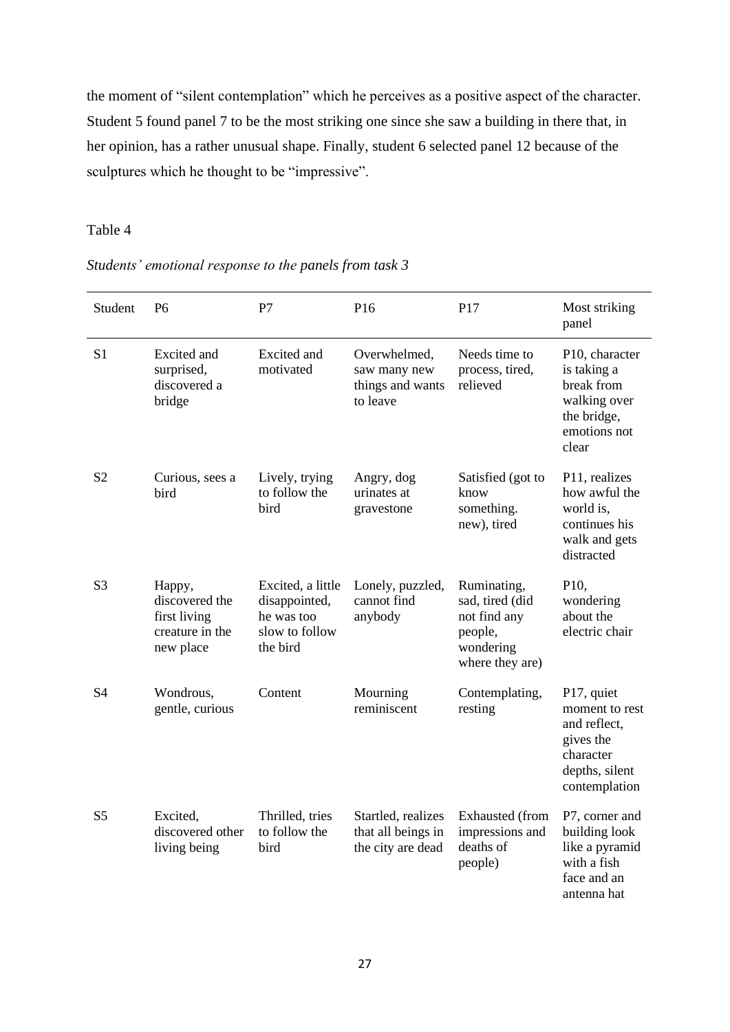the moment of "silent contemplation" which he perceives as a positive aspect of the character. Student 5 found panel 7 to be the most striking one since she saw a building in there that, in her opinion, has a rather unusual shape. Finally, student 6 selected panel 12 because of the sculptures which he thought to be "impressive".

Table 4

*Students' emotional response to the panels from task 3*

| Student | P6 | P7 | P16 | P17 | Most striking panel |
|---|---|---|---|---|---|
| S1 | Excited and surprised, discovered a bridge | Excited and motivated | Overwhelmed, saw many new things and wants to leave | Needs time to process, tired, relieved | P10, character is taking a break from walking over the bridge, emotions not clear |
| S2 | Curious, sees a bird | Lively, trying to follow the bird | Angry, dog urinates at gravestone | Satisfied (got to know something. new), tired | P11, realizes how awful the world is, continues his walk and gets distracted |
| S3 | Happy, discovered the first living creature in the new place | Excited, a little disappointed, he was too slow to follow the bird | Lonely, puzzled, cannot find anybody | Ruminating, sad, tired (did not find any people, wondering where they are) | P10, wondering about the electric chair |
| S4 | Wondrous, gentle, curious | Content | Mourning reminiscent | Contemplating, resting | P17, quiet moment to rest and reflect, gives the character depths, silent contemplation |
| S5 | Excited, discovered other living being | Thrilled, tries to follow the bird | Startled, realizes that all beings in the city are dead | Exhausted (from impressions and deaths of people) | P7, corner and building look like a pyramid with a fish face and an antenna hat |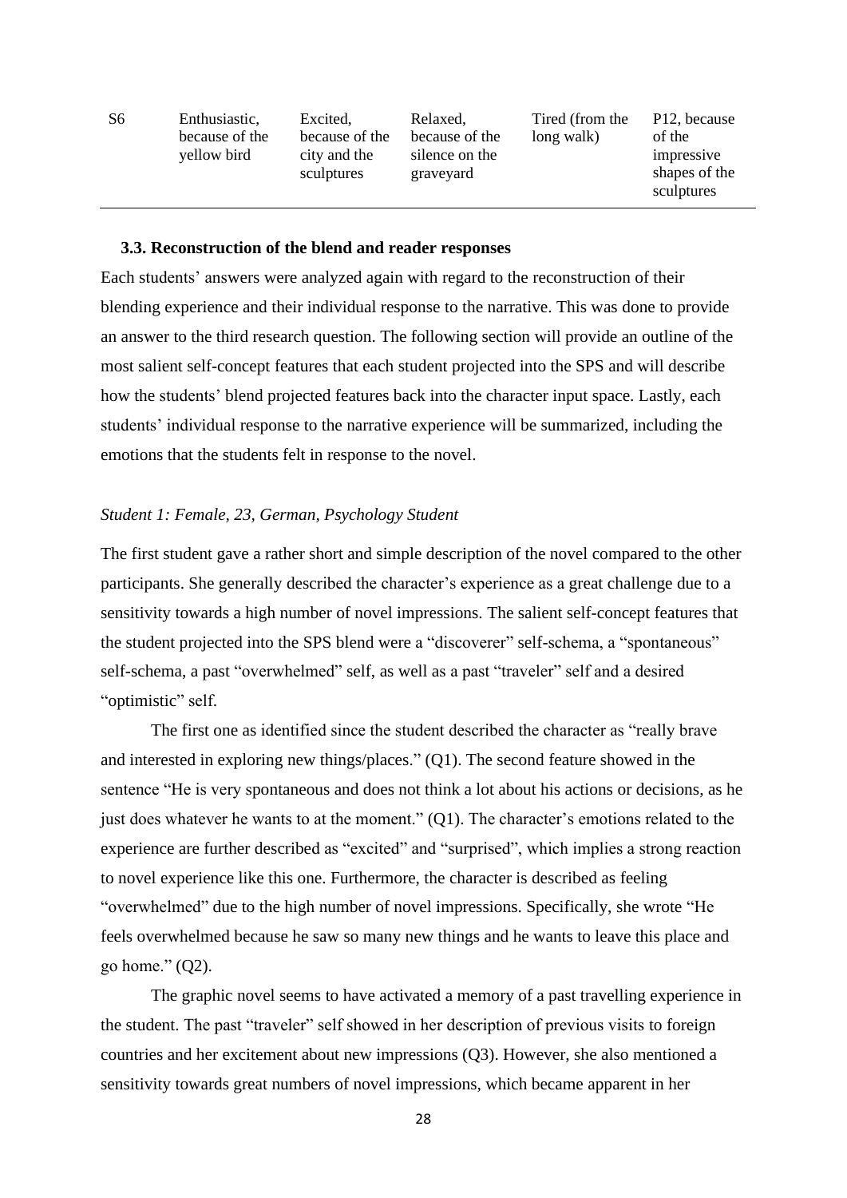| S6 | Enthusiastic, because of the yellow bird | Excited, because of the city and the sculptures | Relaxed, because of the silence on the graveyard | Tired (from the long walk) | P12, because of the impressive shapes of the sculptures |
|---|---|---|---|---|---|

### 3.3. Reconstruction of the blend and reader responses

Each students' answers were analyzed again with regard to the reconstruction of their blending experience and their individual response to the narrative. This was done to provide an answer to the third research question. The following section will provide an outline of the most salient self-concept features that each student projected into the SPS and will describe how the students' blend projected features back into the character input space. Lastly, each students' individual response to the narrative experience will be summarized, including the emotions that the students felt in response to the novel.

*Student 1: Female, 23, German, Psychology Student*

The first student gave a rather short and simple description of the novel compared to the other participants. She generally described the character's experience as a great challenge due to a sensitivity towards a high number of novel impressions. The salient self-concept features that the student projected into the SPS blend were a "discoverer" self-schema, a "spontaneous" self-schema, a past "overwhelmed" self, as well as a past "traveler" self and a desired "optimistic" self.

The first one as identified since the student described the character as "really brave and interested in exploring new things/places." (Q1). The second feature showed in the sentence "He is very spontaneous and does not think a lot about his actions or decisions, as he just does whatever he wants to at the moment." (Q1). The character's emotions related to the experience are further described as "excited" and "surprised", which implies a strong reaction to novel experience like this one. Furthermore, the character is described as feeling "overwhelmed" due to the high number of novel impressions. Specifically, she wrote "He feels overwhelmed because he saw so many new things and he wants to leave this place and go home." (Q2).

The graphic novel seems to have activated a memory of a past travelling experience in the student. The past "traveler" self showed in her description of previous visits to foreign countries and her excitement about new impressions (Q3). However, she also mentioned a sensitivity towards great numbers of novel impressions, which became apparent in her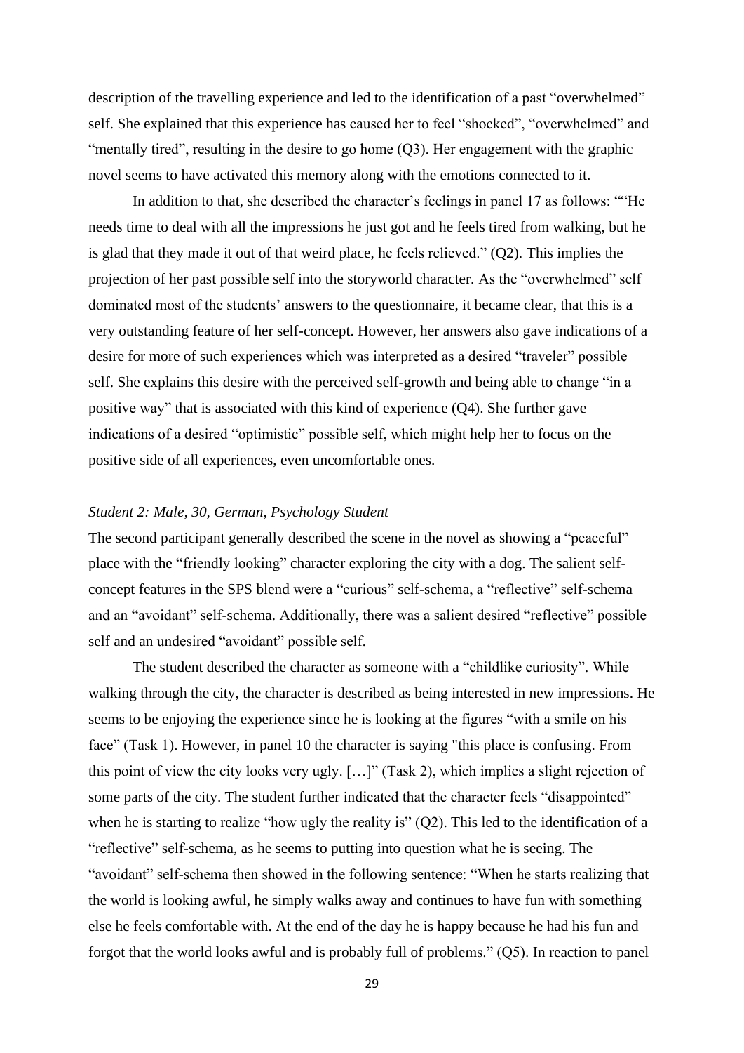description of the travelling experience and led to the identification of a past "overwhelmed" self. She explained that this experience has caused her to feel "shocked", "overwhelmed" and "mentally tired", resulting in the desire to go home (Q3). Her engagement with the graphic novel seems to have activated this memory along with the emotions connected to it.

In addition to that, she described the character's feelings in panel 17 as follows: ""He needs time to deal with all the impressions he just got and he feels tired from walking, but he is glad that they made it out of that weird place, he feels relieved." (Q2). This implies the projection of her past possible self into the storyworld character. As the "overwhelmed" self dominated most of the students' answers to the questionnaire, it became clear, that this is a very outstanding feature of her self-concept. However, her answers also gave indications of a desire for more of such experiences which was interpreted as a desired "traveler" possible self. She explains this desire with the perceived self-growth and being able to change "in a positive way" that is associated with this kind of experience (Q4). She further gave indications of a desired "optimistic" possible self, which might help her to focus on the positive side of all experiences, even uncomfortable ones.

*Student 2: Male, 30, German, Psychology Student*

The second participant generally described the scene in the novel as showing a "peaceful" place with the "friendly looking" character exploring the city with a dog. The salient self-concept features in the SPS blend were a "curious" self-schema, a "reflective" self-schema and an "avoidant" self-schema. Additionally, there was a salient desired "reflective" possible self and an undesired "avoidant" possible self.

The student described the character as someone with a "childlike curiosity". While walking through the city, the character is described as being interested in new impressions. He seems to be enjoying the experience since he is looking at the figures "with a smile on his face" (Task 1). However, in panel 10 the character is saying "this place is confusing. From this point of view the city looks very ugly. […]" (Task 2), which implies a slight rejection of some parts of the city. The student further indicated that the character feels "disappointed" when he is starting to realize "how ugly the reality is" (Q2). This led to the identification of a "reflective" self-schema, as he seems to putting into question what he is seeing. The "avoidant" self-schema then showed in the following sentence: "When he starts realizing that the world is looking awful, he simply walks away and continues to have fun with something else he feels comfortable with. At the end of the day he is happy because he had his fun and forgot that the world looks awful and is probably full of problems." (Q5). In reaction to panel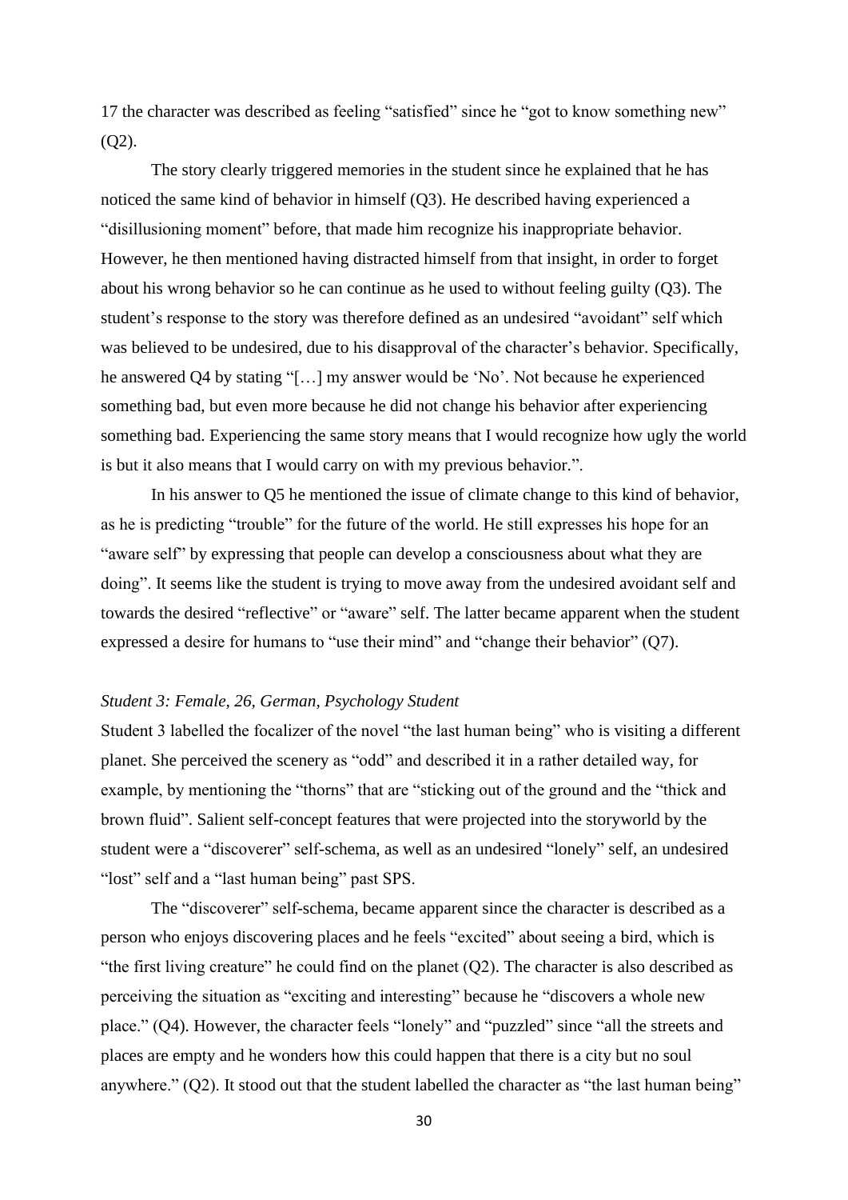17 the character was described as feeling "satisfied" since he "got to know something new" (Q2).

The story clearly triggered memories in the student since he explained that he has noticed the same kind of behavior in himself (Q3). He described having experienced a "disillusioning moment" before, that made him recognize his inappropriate behavior. However, he then mentioned having distracted himself from that insight, in order to forget about his wrong behavior so he can continue as he used to without feeling guilty (Q3). The student's response to the story was therefore defined as an undesired "avoidant" self which was believed to be undesired, due to his disapproval of the character's behavior. Specifically, he answered Q4 by stating "[…] my answer would be 'No'. Not because he experienced something bad, but even more because he did not change his behavior after experiencing something bad. Experiencing the same story means that I would recognize how ugly the world is but it also means that I would carry on with my previous behavior.".

In his answer to Q5 he mentioned the issue of climate change to this kind of behavior, as he is predicting "trouble" for the future of the world. He still expresses his hope for an "aware self" by expressing that people can develop a consciousness about what they are doing". It seems like the student is trying to move away from the undesired avoidant self and towards the desired "reflective" or "aware" self. The latter became apparent when the student expressed a desire for humans to "use their mind" and "change their behavior" (Q7).

*Student 3: Female, 26, German, Psychology Student*

Student 3 labelled the focalizer of the novel "the last human being" who is visiting a different planet. She perceived the scenery as "odd" and described it in a rather detailed way, for example, by mentioning the "thorns" that are "sticking out of the ground and the "thick and brown fluid". Salient self-concept features that were projected into the storyworld by the student were a "discoverer" self-schema, as well as an undesired "lonely" self, an undesired "lost" self and a "last human being" past SPS.

The "discoverer" self-schema, became apparent since the character is described as a person who enjoys discovering places and he feels "excited" about seeing a bird, which is "the first living creature" he could find on the planet (Q2). The character is also described as perceiving the situation as "exciting and interesting" because he "discovers a whole new place." (Q4). However, the character feels "lonely" and "puzzled" since "all the streets and places are empty and he wonders how this could happen that there is a city but no soul anywhere." (Q2). It stood out that the student labelled the character as "the last human being"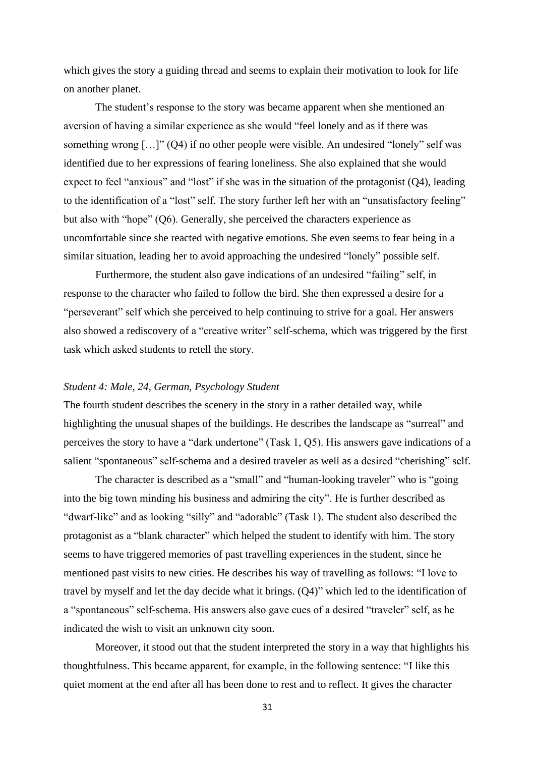which gives the story a guiding thread and seems to explain their motivation to look for life on another planet.

The student's response to the story was became apparent when she mentioned an aversion of having a similar experience as she would "feel lonely and as if there was something wrong […]" (Q4) if no other people were visible. An undesired "lonely" self was identified due to her expressions of fearing loneliness. She also explained that she would expect to feel "anxious" and "lost" if she was in the situation of the protagonist (Q4), leading to the identification of a "lost" self. The story further left her with an "unsatisfactory feeling" but also with "hope" (Q6). Generally, she perceived the characters experience as uncomfortable since she reacted with negative emotions. She even seems to fear being in a similar situation, leading her to avoid approaching the undesired "lonely" possible self.

Furthermore, the student also gave indications of an undesired "failing" self, in response to the character who failed to follow the bird. She then expressed a desire for a "perseverant" self which she perceived to help continuing to strive for a goal. Her answers also showed a rediscovery of a "creative writer" self-schema, which was triggered by the first task which asked students to retell the story.

*Student 4: Male, 24, German, Psychology Student*

The fourth student describes the scenery in the story in a rather detailed way, while highlighting the unusual shapes of the buildings. He describes the landscape as "surreal" and perceives the story to have a "dark undertone" (Task 1, Q5). His answers gave indications of a salient "spontaneous" self-schema and a desired traveler as well as a desired "cherishing" self.

The character is described as a "small" and "human-looking traveler" who is "going into the big town minding his business and admiring the city". He is further described as "dwarf-like" and as looking "silly" and "adorable" (Task 1). The student also described the protagonist as a "blank character" which helped the student to identify with him. The story seems to have triggered memories of past travelling experiences in the student, since he mentioned past visits to new cities. He describes his way of travelling as follows: "I love to travel by myself and let the day decide what it brings. (Q4)" which led to the identification of a "spontaneous" self-schema. His answers also gave cues of a desired "traveler" self, as he indicated the wish to visit an unknown city soon.

Moreover, it stood out that the student interpreted the story in a way that highlights his thoughtfulness. This became apparent, for example, in the following sentence: "I like this quiet moment at the end after all has been done to rest and to reflect. It gives the character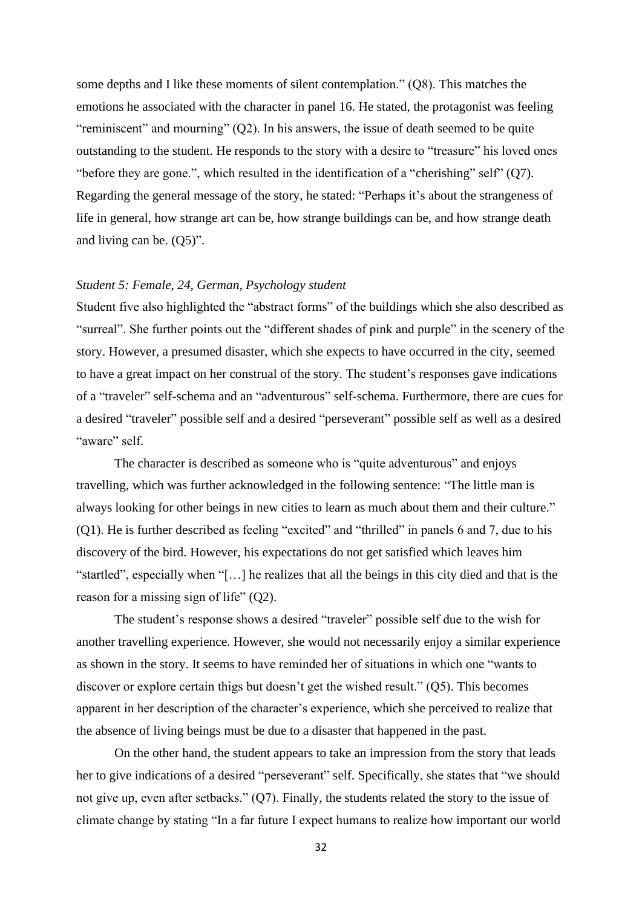some depths and I like these moments of silent contemplation." (Q8). This matches the emotions he associated with the character in panel 16. He stated, the protagonist was feeling "reminiscent" and mourning" (Q2). In his answers, the issue of death seemed to be quite outstanding to the student. He responds to the story with a desire to "treasure" his loved ones "before they are gone.", which resulted in the identification of a "cherishing" self" (Q7). Regarding the general message of the story, he stated: "Perhaps it's about the strangeness of life in general, how strange art can be, how strange buildings can be, and how strange death and living can be. (Q5)".

*Student 5: Female, 24, German, Psychology student*

Student five also highlighted the "abstract forms" of the buildings which she also described as "surreal". She further points out the "different shades of pink and purple" in the scenery of the story. However, a presumed disaster, which she expects to have occurred in the city, seemed to have a great impact on her construal of the story. The student's responses gave indications of a "traveler" self-schema and an "adventurous" self-schema. Furthermore, there are cues for a desired "traveler" possible self and a desired "perseverant" possible self as well as a desired "aware" self.

The character is described as someone who is "quite adventurous" and enjoys travelling, which was further acknowledged in the following sentence: "The little man is always looking for other beings in new cities to learn as much about them and their culture." (Q1). He is further described as feeling "excited" and "thrilled" in panels 6 and 7, due to his discovery of the bird. However, his expectations do not get satisfied which leaves him "startled", especially when "[…] he realizes that all the beings in this city died and that is the reason for a missing sign of life" (Q2).

The student's response shows a desired "traveler" possible self due to the wish for another travelling experience. However, she would not necessarily enjoy a similar experience as shown in the story. It seems to have reminded her of situations in which one "wants to discover or explore certain thigs but doesn't get the wished result." (Q5). This becomes apparent in her description of the character's experience, which she perceived to realize that the absence of living beings must be due to a disaster that happened in the past.

On the other hand, the student appears to take an impression from the story that leads her to give indications of a desired "perseverant" self. Specifically, she states that "we should not give up, even after setbacks." (Q7). Finally, the students related the story to the issue of climate change by stating "In a far future I expect humans to realize how important our world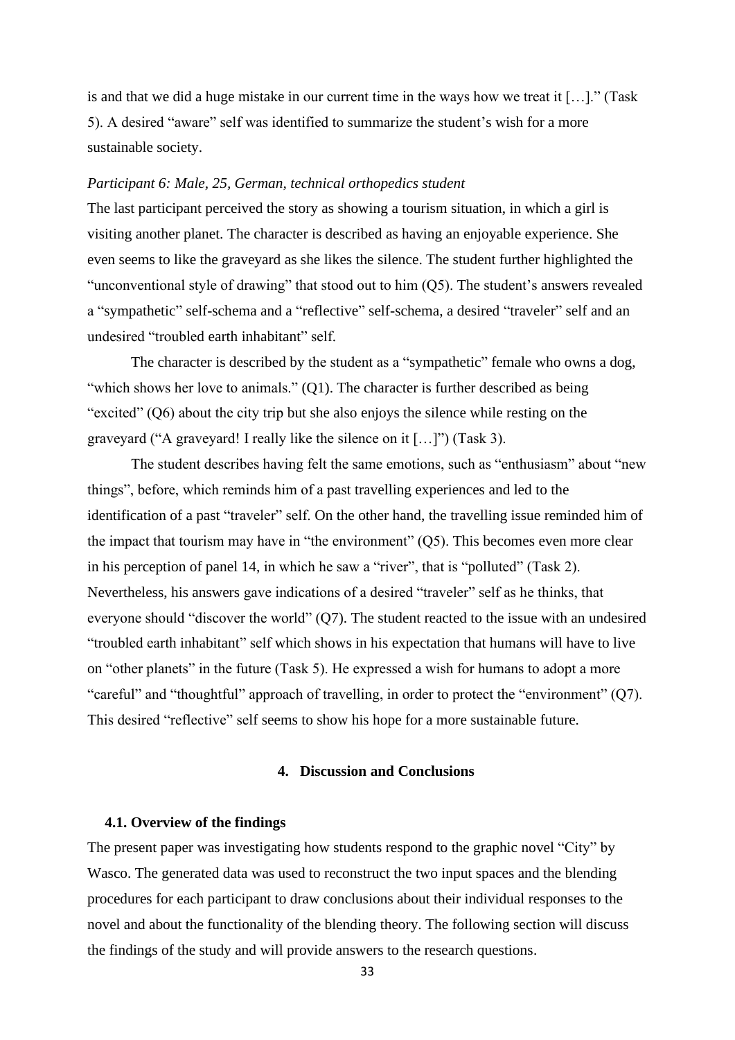is and that we did a huge mistake in our current time in the ways how we treat it […]." (Task 5). A desired "aware" self was identified to summarize the student's wish for a more sustainable society.

*Participant 6: Male, 25, German, technical orthopedics student*

The last participant perceived the story as showing a tourism situation, in which a girl is visiting another planet. The character is described as having an enjoyable experience. She even seems to like the graveyard as she likes the silence. The student further highlighted the "unconventional style of drawing" that stood out to him (Q5). The student's answers revealed a "sympathetic" self-schema and a "reflective" self-schema, a desired "traveler" self and an undesired "troubled earth inhabitant" self.

The character is described by the student as a "sympathetic" female who owns a dog, "which shows her love to animals." (Q1). The character is further described as being "excited" (Q6) about the city trip but she also enjoys the silence while resting on the graveyard ("A graveyard! I really like the silence on it […]") (Task 3).

The student describes having felt the same emotions, such as "enthusiasm" about "new things", before, which reminds him of a past travelling experiences and led to the identification of a past "traveler" self. On the other hand, the travelling issue reminded him of the impact that tourism may have in "the environment" (Q5). This becomes even more clear in his perception of panel 14, in which he saw a "river", that is "polluted" (Task 2). Nevertheless, his answers gave indications of a desired "traveler" self as he thinks, that everyone should "discover the world" (Q7). The student reacted to the issue with an undesired "troubled earth inhabitant" self which shows in his expectation that humans will have to live on "other planets" in the future (Task 5). He expressed a wish for humans to adopt a more "careful" and "thoughtful" approach of travelling, in order to protect the "environment" (Q7). This desired "reflective" self seems to show his hope for a more sustainable future.

## 4. Discussion and Conclusions

### 4.1. Overview of the findings

The present paper was investigating how students respond to the graphic novel "City" by Wasco. The generated data was used to reconstruct the two input spaces and the blending procedures for each participant to draw conclusions about their individual responses to the novel and about the functionality of the blending theory. The following section will discuss the findings of the study and will provide answers to the research questions.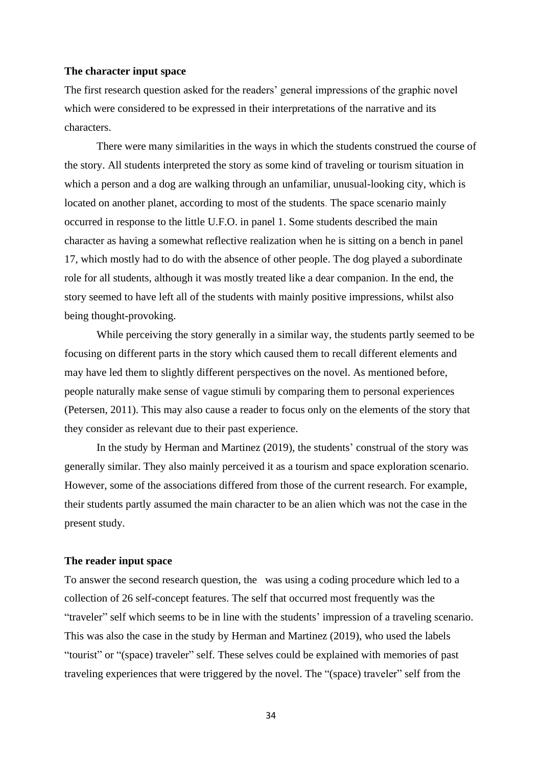**The character input space**

The first research question asked for the readers' general impressions of the graphic novel which were considered to be expressed in their interpretations of the narrative and its characters.

There were many similarities in the ways in which the students construed the course of the story. All students interpreted the story as some kind of traveling or tourism situation in which a person and a dog are walking through an unfamiliar, unusual-looking city, which is located on another planet, according to most of the students. The space scenario mainly occurred in response to the little U.F.O. in panel 1. Some students described the main character as having a somewhat reflective realization when he is sitting on a bench in panel 17, which mostly had to do with the absence of other people. The dog played a subordinate role for all students, although it was mostly treated like a dear companion. In the end, the story seemed to have left all of the students with mainly positive impressions, whilst also being thought-provoking.

While perceiving the story generally in a similar way, the students partly seemed to be focusing on different parts in the story which caused them to recall different elements and may have led them to slightly different perspectives on the novel. As mentioned before, people naturally make sense of vague stimuli by comparing them to personal experiences (Petersen, 2011). This may also cause a reader to focus only on the elements of the story that they consider as relevant due to their past experience.

In the study by Herman and Martinez (2019), the students' construal of the story was generally similar. They also mainly perceived it as a tourism and space exploration scenario. However, some of the associations differed from those of the current research. For example, their students partly assumed the main character to be an alien which was not the case in the present study.

**The reader input space**

To answer the second research question, the  was using a coding procedure which led to a collection of 26 self-concept features. The self that occurred most frequently was the "traveler" self which seems to be in line with the students' impression of a traveling scenario. This was also the case in the study by Herman and Martinez (2019), who used the labels "tourist" or "(space) traveler" self. These selves could be explained with memories of past traveling experiences that were triggered by the novel. The "(space) traveler" self from the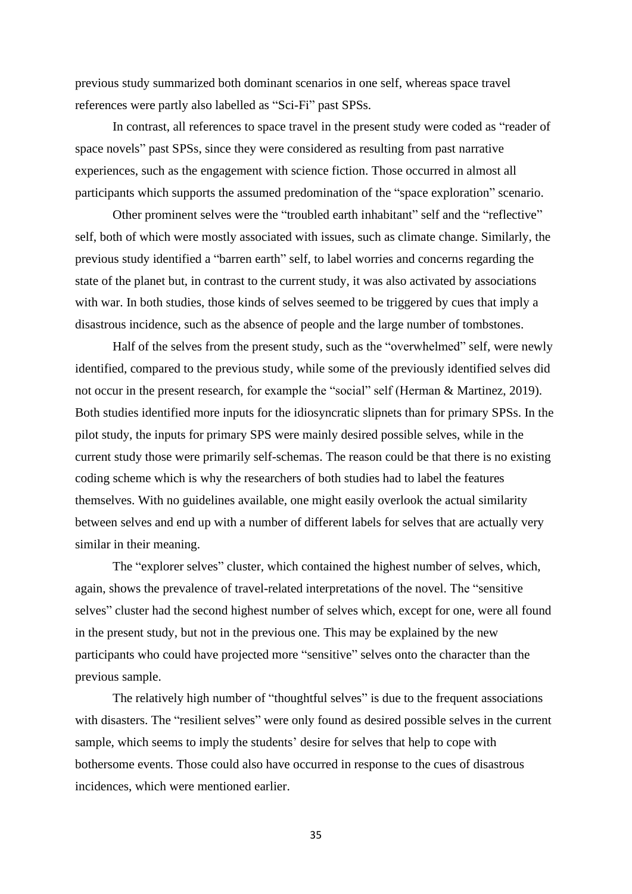previous study summarized both dominant scenarios in one self, whereas space travel references were partly also labelled as "Sci-Fi" past SPSs.

In contrast, all references to space travel in the present study were coded as "reader of space novels" past SPSs, since they were considered as resulting from past narrative experiences, such as the engagement with science fiction. Those occurred in almost all participants which supports the assumed predomination of the "space exploration" scenario.

Other prominent selves were the "troubled earth inhabitant" self and the "reflective" self, both of which were mostly associated with issues, such as climate change. Similarly, the previous study identified a "barren earth" self, to label worries and concerns regarding the state of the planet but, in contrast to the current study, it was also activated by associations with war. In both studies, those kinds of selves seemed to be triggered by cues that imply a disastrous incidence, such as the absence of people and the large number of tombstones.

Half of the selves from the present study, such as the "overwhelmed" self, were newly identified, compared to the previous study, while some of the previously identified selves did not occur in the present research, for example the "social" self (Herman & Martinez, 2019). Both studies identified more inputs for the idiosyncratic slipnets than for primary SPSs. In the pilot study, the inputs for primary SPS were mainly desired possible selves, while in the current study those were primarily self-schemas. The reason could be that there is no existing coding scheme which is why the researchers of both studies had to label the features themselves. With no guidelines available, one might easily overlook the actual similarity between selves and end up with a number of different labels for selves that are actually very similar in their meaning.

The "explorer selves" cluster, which contained the highest number of selves, which, again, shows the prevalence of travel-related interpretations of the novel. The "sensitive selves" cluster had the second highest number of selves which, except for one, were all found in the present study, but not in the previous one. This may be explained by the new participants who could have projected more "sensitive" selves onto the character than the previous sample.

The relatively high number of "thoughtful selves" is due to the frequent associations with disasters. The "resilient selves" were only found as desired possible selves in the current sample, which seems to imply the students' desire for selves that help to cope with bothersome events. Those could also have occurred in response to the cues of disastrous incidences, which were mentioned earlier.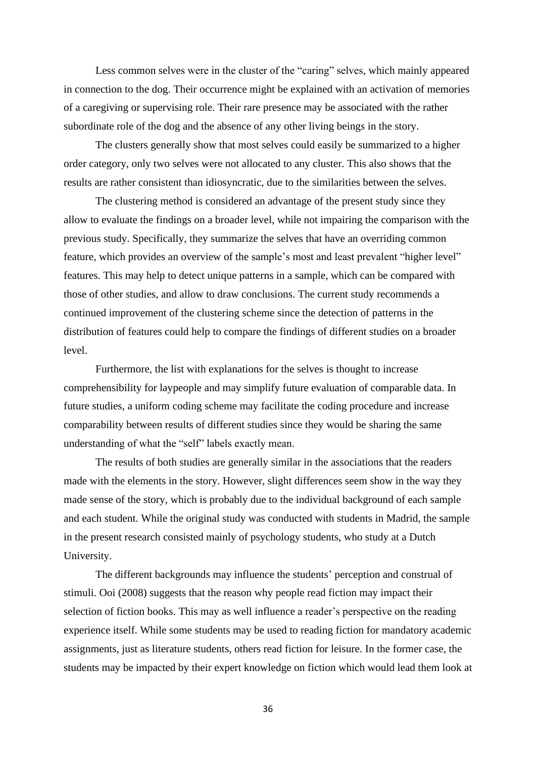Less common selves were in the cluster of the "caring" selves, which mainly appeared in connection to the dog. Their occurrence might be explained with an activation of memories of a caregiving or supervising role. Their rare presence may be associated with the rather subordinate role of the dog and the absence of any other living beings in the story.

The clusters generally show that most selves could easily be summarized to a higher order category, only two selves were not allocated to any cluster. This also shows that the results are rather consistent than idiosyncratic, due to the similarities between the selves.

The clustering method is considered an advantage of the present study since they allow to evaluate the findings on a broader level, while not impairing the comparison with the previous study. Specifically, they summarize the selves that have an overriding common feature, which provides an overview of the sample's most and least prevalent "higher level" features. This may help to detect unique patterns in a sample, which can be compared with those of other studies, and allow to draw conclusions. The current study recommends a continued improvement of the clustering scheme since the detection of patterns in the distribution of features could help to compare the findings of different studies on a broader level.

Furthermore, the list with explanations for the selves is thought to increase comprehensibility for laypeople and may simplify future evaluation of comparable data. In future studies, a uniform coding scheme may facilitate the coding procedure and increase comparability between results of different studies since they would be sharing the same understanding of what the "self" labels exactly mean.

The results of both studies are generally similar in the associations that the readers made with the elements in the story. However, slight differences seem show in the way they made sense of the story, which is probably due to the individual background of each sample and each student. While the original study was conducted with students in Madrid, the sample in the present research consisted mainly of psychology students, who study at a Dutch University.

The different backgrounds may influence the students' perception and construal of stimuli. Ooi (2008) suggests that the reason why people read fiction may impact their selection of fiction books. This may as well influence a reader's perspective on the reading experience itself. While some students may be used to reading fiction for mandatory academic assignments, just as literature students, others read fiction for leisure. In the former case, the students may be impacted by their expert knowledge on fiction which would lead them look at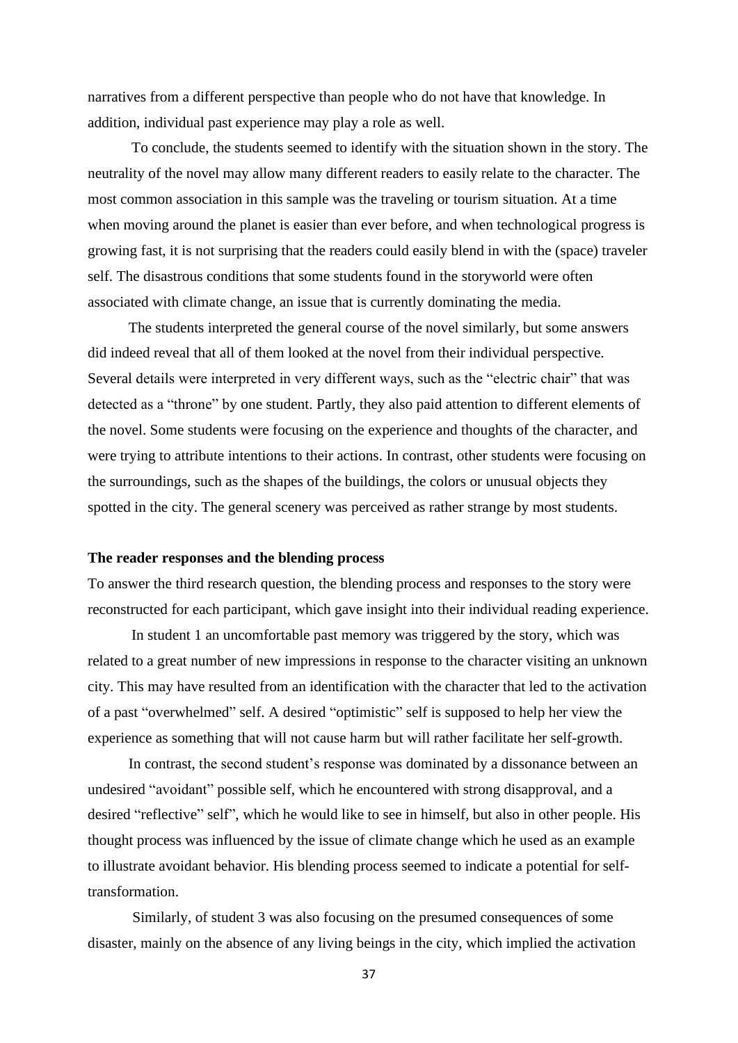narratives from a different perspective than people who do not have that knowledge. In addition, individual past experience may play a role as well.

To conclude, the students seemed to identify with the situation shown in the story. The neutrality of the novel may allow many different readers to easily relate to the character. The most common association in this sample was the traveling or tourism situation. At a time when moving around the planet is easier than ever before, and when technological progress is growing fast, it is not surprising that the readers could easily blend in with the (space) traveler self. The disastrous conditions that some students found in the storyworld were often associated with climate change, an issue that is currently dominating the media.

The students interpreted the general course of the novel similarly, but some answers did indeed reveal that all of them looked at the novel from their individual perspective. Several details were interpreted in very different ways, such as the "electric chair" that was detected as a "throne" by one student. Partly, they also paid attention to different elements of the novel. Some students were focusing on the experience and thoughts of the character, and were trying to attribute intentions to their actions. In contrast, other students were focusing on the surroundings, such as the shapes of the buildings, the colors or unusual objects they spotted in the city. The general scenery was perceived as rather strange by most students.

**The reader responses and the blending process**

To answer the third research question, the blending process and responses to the story were reconstructed for each participant, which gave insight into their individual reading experience.

In student 1 an uncomfortable past memory was triggered by the story, which was related to a great number of new impressions in response to the character visiting an unknown city. This may have resulted from an identification with the character that led to the activation of a past "overwhelmed" self. A desired "optimistic" self is supposed to help her view the experience as something that will not cause harm but will rather facilitate her self-growth.

In contrast, the second student's response was dominated by a dissonance between an undesired "avoidant" possible self, which he encountered with strong disapproval, and a desired "reflective" self", which he would like to see in himself, but also in other people. His thought process was influenced by the issue of climate change which he used as an example to illustrate avoidant behavior. His blending process seemed to indicate a potential for self-transformation.

Similarly, of student 3 was also focusing on the presumed consequences of some disaster, mainly on the absence of any living beings in the city, which implied the activation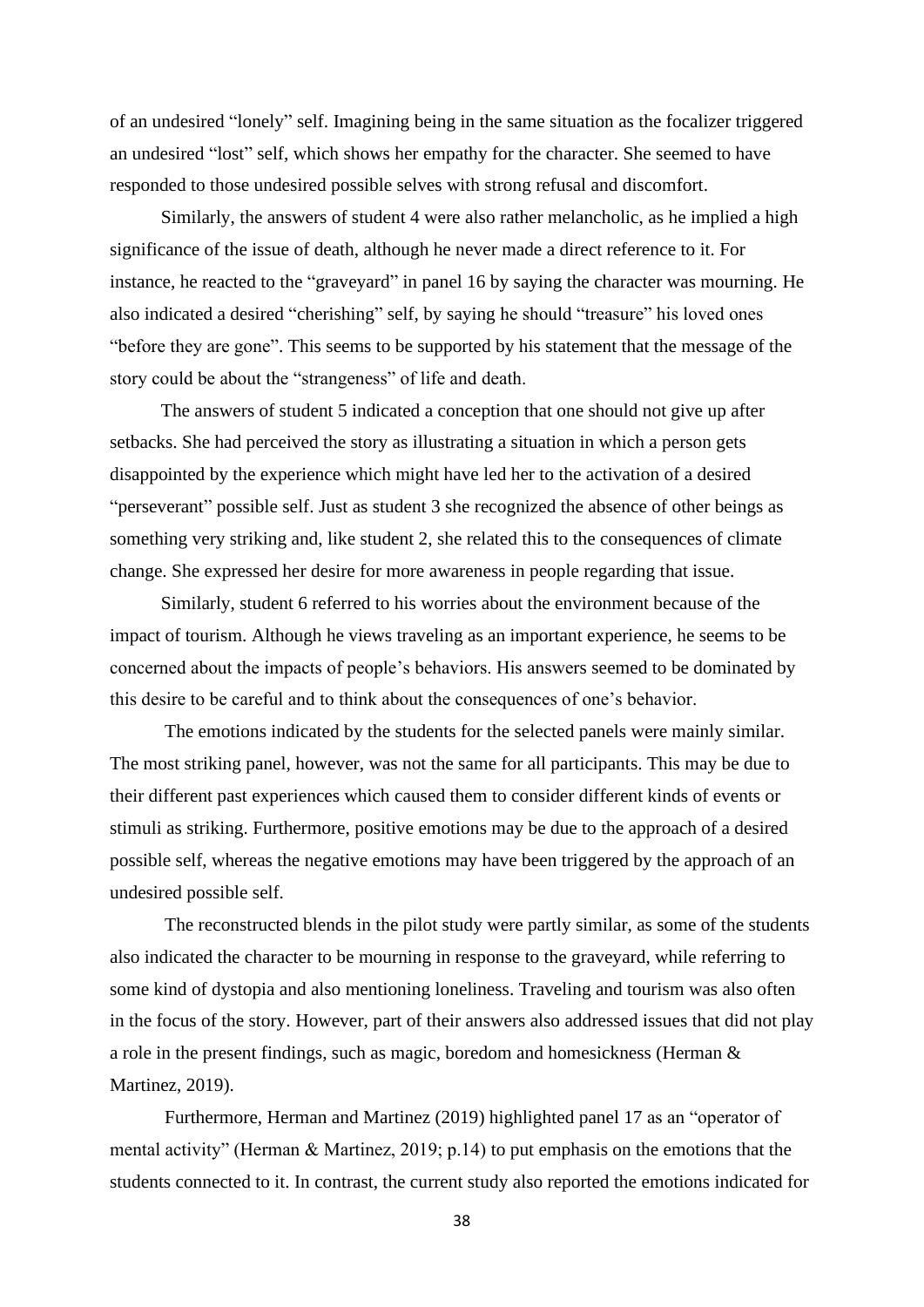of an undesired "lonely" self. Imagining being in the same situation as the focalizer triggered an undesired "lost" self, which shows her empathy for the character. She seemed to have responded to those undesired possible selves with strong refusal and discomfort.

Similarly, the answers of student 4 were also rather melancholic, as he implied a high significance of the issue of death, although he never made a direct reference to it. For instance, he reacted to the "graveyard" in panel 16 by saying the character was mourning. He also indicated a desired "cherishing" self, by saying he should "treasure" his loved ones "before they are gone". This seems to be supported by his statement that the message of the story could be about the "strangeness" of life and death.

The answers of student 5 indicated a conception that one should not give up after setbacks. She had perceived the story as illustrating a situation in which a person gets disappointed by the experience which might have led her to the activation of a desired "perseverant" possible self. Just as student 3 she recognized the absence of other beings as something very striking and, like student 2, she related this to the consequences of climate change. She expressed her desire for more awareness in people regarding that issue.

Similarly, student 6 referred to his worries about the environment because of the impact of tourism. Although he views traveling as an important experience, he seems to be concerned about the impacts of people's behaviors. His answers seemed to be dominated by this desire to be careful and to think about the consequences of one's behavior.

The emotions indicated by the students for the selected panels were mainly similar. The most striking panel, however, was not the same for all participants. This may be due to their different past experiences which caused them to consider different kinds of events or stimuli as striking. Furthermore, positive emotions may be due to the approach of a desired possible self, whereas the negative emotions may have been triggered by the approach of an undesired possible self.

The reconstructed blends in the pilot study were partly similar, as some of the students also indicated the character to be mourning in response to the graveyard, while referring to some kind of dystopia and also mentioning loneliness. Traveling and tourism was also often in the focus of the story. However, part of their answers also addressed issues that did not play a role in the present findings, such as magic, boredom and homesickness (Herman & Martinez, 2019).

Furthermore, Herman and Martinez (2019) highlighted panel 17 as an "operator of mental activity" (Herman & Martinez, 2019; p.14) to put emphasis on the emotions that the students connected to it. In contrast, the current study also reported the emotions indicated for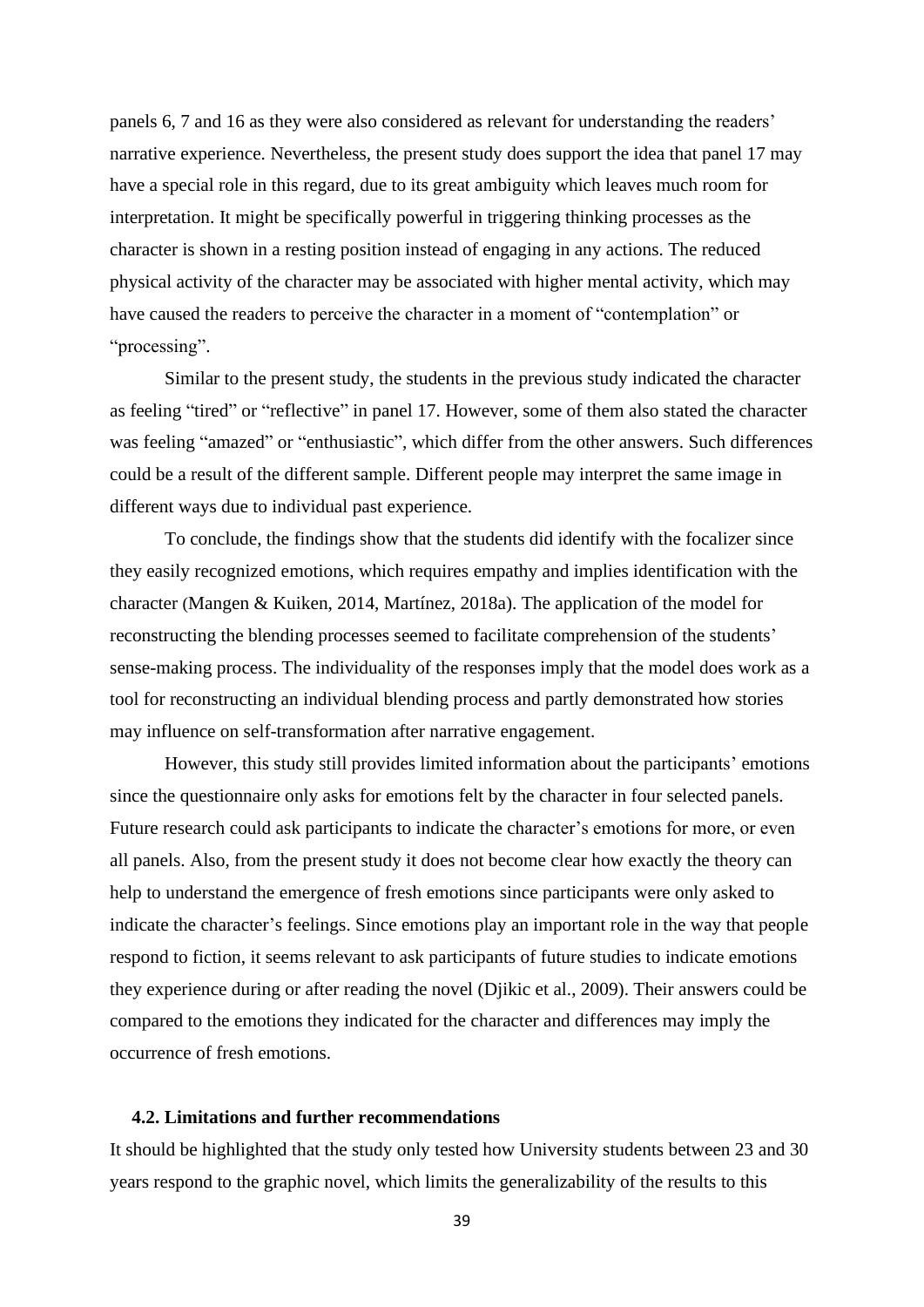panels 6, 7 and 16 as they were also considered as relevant for understanding the readers' narrative experience. Nevertheless, the present study does support the idea that panel 17 may have a special role in this regard, due to its great ambiguity which leaves much room for interpretation. It might be specifically powerful in triggering thinking processes as the character is shown in a resting position instead of engaging in any actions. The reduced physical activity of the character may be associated with higher mental activity, which may have caused the readers to perceive the character in a moment of "contemplation" or "processing".

Similar to the present study, the students in the previous study indicated the character as feeling "tired" or "reflective" in panel 17. However, some of them also stated the character was feeling "amazed" or "enthusiastic", which differ from the other answers. Such differences could be a result of the different sample. Different people may interpret the same image in different ways due to individual past experience.

To conclude, the findings show that the students did identify with the focalizer since they easily recognized emotions, which requires empathy and implies identification with the character (Mangen & Kuiken, 2014, Martínez, 2018a). The application of the model for reconstructing the blending processes seemed to facilitate comprehension of the students' sense-making process. The individuality of the responses imply that the model does work as a tool for reconstructing an individual blending process and partly demonstrated how stories may influence on self-transformation after narrative engagement.

However, this study still provides limited information about the participants' emotions since the questionnaire only asks for emotions felt by the character in four selected panels. Future research could ask participants to indicate the character's emotions for more, or even all panels. Also, from the present study it does not become clear how exactly the theory can help to understand the emergence of fresh emotions since participants were only asked to indicate the character's feelings. Since emotions play an important role in the way that people respond to fiction, it seems relevant to ask participants of future studies to indicate emotions they experience during or after reading the novel (Djikic et al., 2009). Their answers could be compared to the emotions they indicated for the character and differences may imply the occurrence of fresh emotions.

### 4.2. Limitations and further recommendations

It should be highlighted that the study only tested how University students between 23 and 30 years respond to the graphic novel, which limits the generalizability of the results to this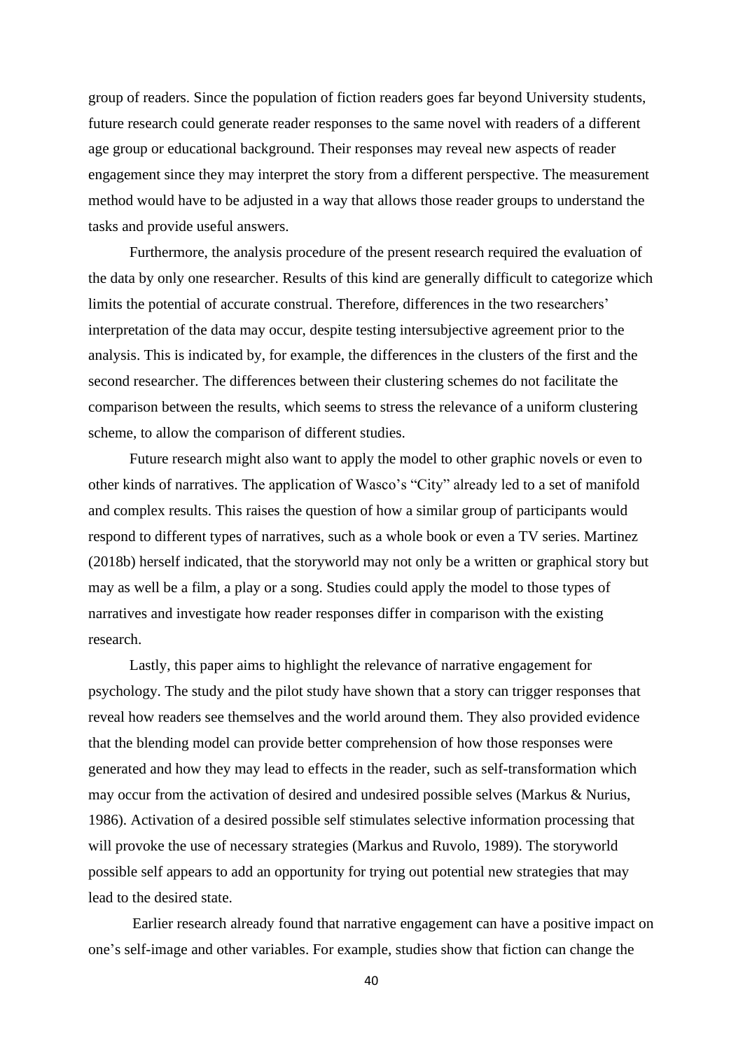group of readers. Since the population of fiction readers goes far beyond University students, future research could generate reader responses to the same novel with readers of a different age group or educational background. Their responses may reveal new aspects of reader engagement since they may interpret the story from a different perspective. The measurement method would have to be adjusted in a way that allows those reader groups to understand the tasks and provide useful answers.

Furthermore, the analysis procedure of the present research required the evaluation of the data by only one researcher. Results of this kind are generally difficult to categorize which limits the potential of accurate construal. Therefore, differences in the two researchers' interpretation of the data may occur, despite testing intersubjective agreement prior to the analysis. This is indicated by, for example, the differences in the clusters of the first and the second researcher. The differences between their clustering schemes do not facilitate the comparison between the results, which seems to stress the relevance of a uniform clustering scheme, to allow the comparison of different studies.

Future research might also want to apply the model to other graphic novels or even to other kinds of narratives. The application of Wasco's "City" already led to a set of manifold and complex results. This raises the question of how a similar group of participants would respond to different types of narratives, such as a whole book or even a TV series. Martinez (2018b) herself indicated, that the storyworld may not only be a written or graphical story but may as well be a film, a play or a song. Studies could apply the model to those types of narratives and investigate how reader responses differ in comparison with the existing research.

Lastly, this paper aims to highlight the relevance of narrative engagement for psychology. The study and the pilot study have shown that a story can trigger responses that reveal how readers see themselves and the world around them. They also provided evidence that the blending model can provide better comprehension of how those responses were generated and how they may lead to effects in the reader, such as self-transformation which may occur from the activation of desired and undesired possible selves (Markus & Nurius, 1986). Activation of a desired possible self stimulates selective information processing that will provoke the use of necessary strategies (Markus and Ruvolo, 1989). The storyworld possible self appears to add an opportunity for trying out potential new strategies that may lead to the desired state.

Earlier research already found that narrative engagement can have a positive impact on one's self-image and other variables. For example, studies show that fiction can change the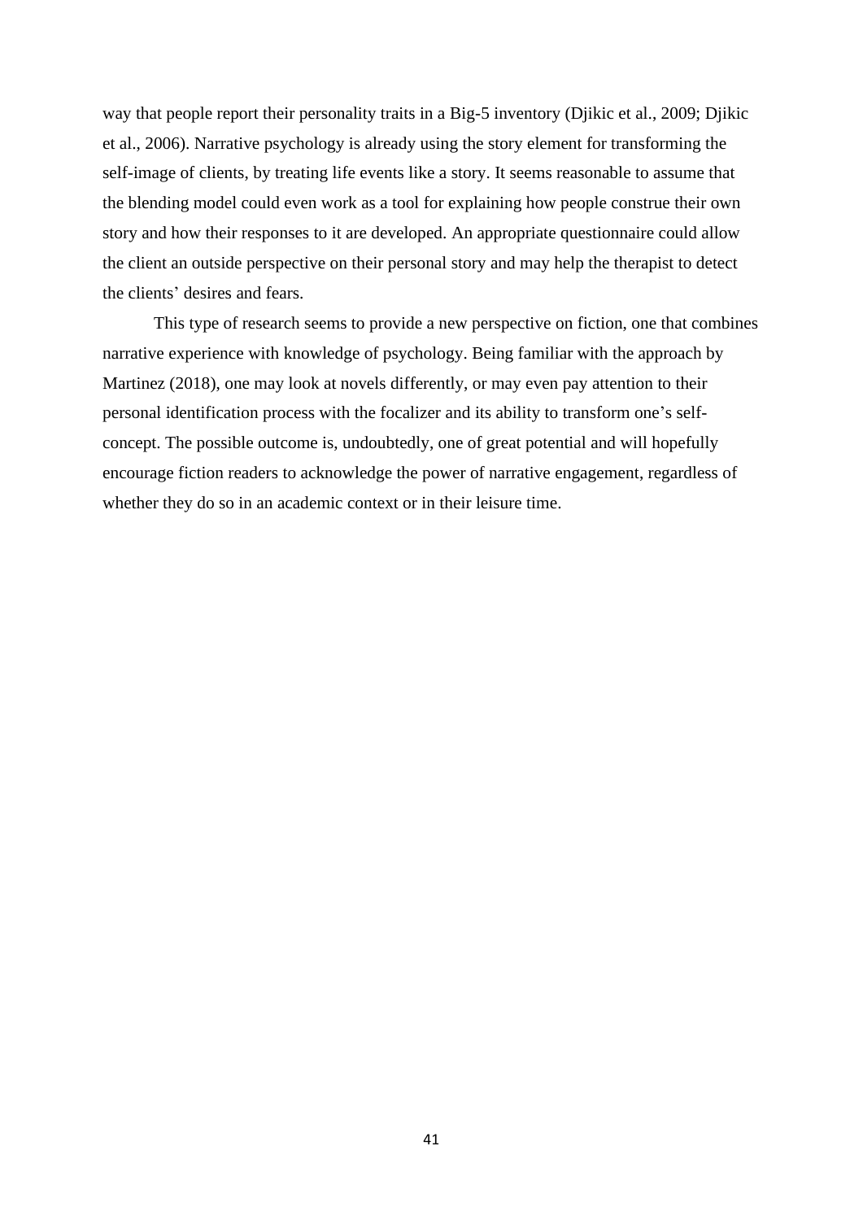way that people report their personality traits in a Big-5 inventory (Djikic et al., 2009; Djikic et al., 2006). Narrative psychology is already using the story element for transforming the self-image of clients, by treating life events like a story. It seems reasonable to assume that the blending model could even work as a tool for explaining how people construe their own story and how their responses to it are developed. An appropriate questionnaire could allow the client an outside perspective on their personal story and may help the therapist to detect the clients' desires and fears.

This type of research seems to provide a new perspective on fiction, one that combines narrative experience with knowledge of psychology. Being familiar with the approach by Martinez (2018), one may look at novels differently, or may even pay attention to their personal identification process with the focalizer and its ability to transform one's self-concept. The possible outcome is, undoubtedly, one of great potential and will hopefully encourage fiction readers to acknowledge the power of narrative engagement, regardless of whether they do so in an academic context or in their leisure time.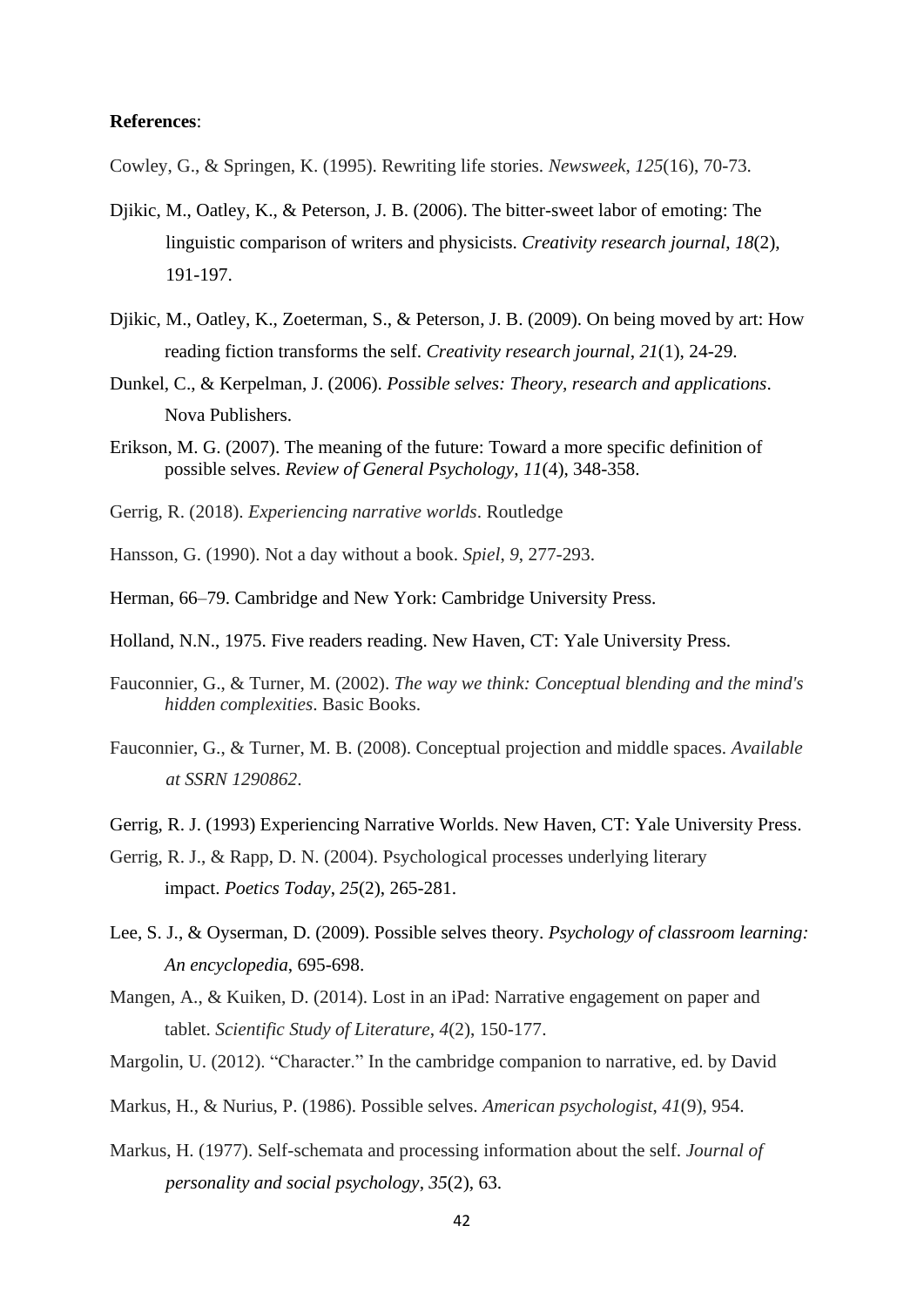**References**:

Cowley, G., & Springen, K. (1995). Rewriting life stories. *Newsweek*, *125*(16), 70-73.

Djikic, M., Oatley, K., & Peterson, J. B. (2006). The bitter-sweet labor of emoting: The linguistic comparison of writers and physicists. *Creativity research journal*, *18*(2), 191-197.

Djikic, M., Oatley, K., Zoeterman, S., & Peterson, J. B. (2009). On being moved by art: How reading fiction transforms the self. *Creativity research journal*, *21*(1), 24-29.

Dunkel, C., & Kerpelman, J. (2006). *Possible selves: Theory, research and applications*. Nova Publishers.

Erikson, M. G. (2007). The meaning of the future: Toward a more specific definition of possible selves. *Review of General Psychology*, *11*(4), 348-358.

Gerrig, R. (2018). *Experiencing narrative worlds*. Routledge

Hansson, G. (1990). Not a day without a book. *Spiel*, *9*, 277-293.

Herman, 66–79. Cambridge and New York: Cambridge University Press.

Holland, N.N., 1975. Five readers reading. New Haven, CT: Yale University Press.

Fauconnier, G., & Turner, M. (2002). *The way we think: Conceptual blending and the mind's hidden complexities*. Basic Books.

Fauconnier, G., & Turner, M. B. (2008). Conceptual projection and middle spaces. *Available at SSRN 1290862*.

Gerrig, R. J. (1993) Experiencing Narrative Worlds. New Haven, CT: Yale University Press.

Gerrig, R. J., & Rapp, D. N. (2004). Psychological processes underlying literary impact. *Poetics Today*, *25*(2), 265-281.

Lee, S. J., & Oyserman, D. (2009). Possible selves theory. *Psychology of classroom learning: An encyclopedia*, 695-698.

Mangen, A., & Kuiken, D. (2014). Lost in an iPad: Narrative engagement on paper and tablet. *Scientific Study of Literature*, *4*(2), 150-177.

Margolin, U. (2012). "Character." In the cambridge companion to narrative, ed. by David

Markus, H., & Nurius, P. (1986). Possible selves. *American psychologist*, *41*(9), 954.

Markus, H. (1977). Self-schemata and processing information about the self. *Journal of personality and social psychology*, *35*(2), 63.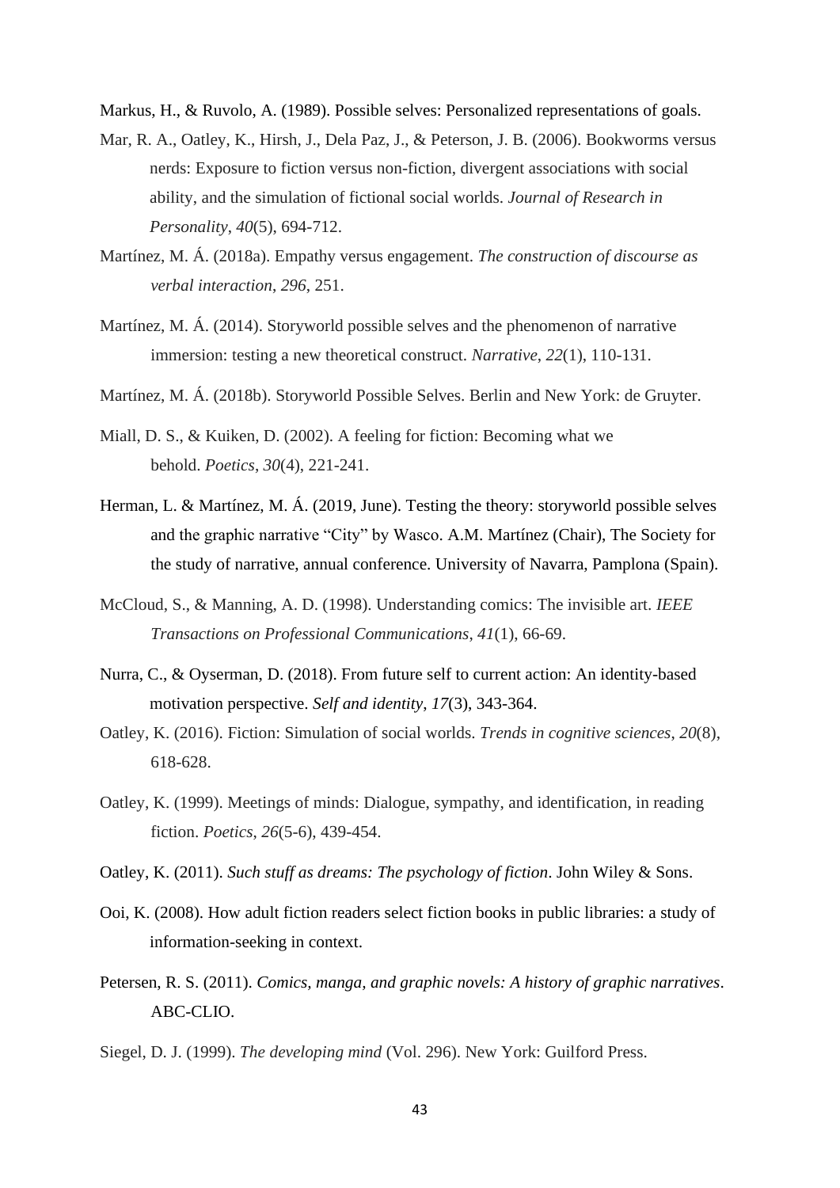Markus, H., & Ruvolo, A. (1989). Possible selves: Personalized representations of goals.

Mar, R. A., Oatley, K., Hirsh, J., Dela Paz, J., & Peterson, J. B. (2006). Bookworms versus nerds: Exposure to fiction versus non-fiction, divergent associations with social ability, and the simulation of fictional social worlds. *Journal of Research in Personality*, *40*(5), 694-712.

Martínez, M. Á. (2018a). Empathy versus engagement. *The construction of discourse as verbal interaction*, *296*, 251.

Martínez, M. Á. (2014). Storyworld possible selves and the phenomenon of narrative immersion: testing a new theoretical construct. *Narrative*, *22*(1), 110-131.

Martínez, M. Á. (2018b). Storyworld Possible Selves. Berlin and New York: de Gruyter.

Miall, D. S., & Kuiken, D. (2002). A feeling for fiction: Becoming what we behold. *Poetics*, *30*(4), 221-241.

Herman, L. & Martínez, M. Á. (2019, June). Testing the theory: storyworld possible selves and the graphic narrative "City" by Wasco. A.M. Martínez (Chair), The Society for the study of narrative, annual conference. University of Navarra, Pamplona (Spain).

McCloud, S., & Manning, A. D. (1998). Understanding comics: The invisible art. *IEEE Transactions on Professional Communications*, *41*(1), 66-69.

Nurra, C., & Oyserman, D. (2018). From future self to current action: An identity-based motivation perspective. *Self and identity*, *17*(3), 343-364.

Oatley, K. (2016). Fiction: Simulation of social worlds. *Trends in cognitive sciences*, *20*(8), 618-628.

Oatley, K. (1999). Meetings of minds: Dialogue, sympathy, and identification, in reading fiction. *Poetics*, *26*(5-6), 439-454.

Oatley, K. (2011). *Such stuff as dreams: The psychology of fiction*. John Wiley & Sons.

Ooi, K. (2008). How adult fiction readers select fiction books in public libraries: a study of information-seeking in context.

Petersen, R. S. (2011). *Comics, manga, and graphic novels: A history of graphic narratives*. ABC-CLIO.

Siegel, D. J. (1999). *The developing mind* (Vol. 296). New York: Guilford Press.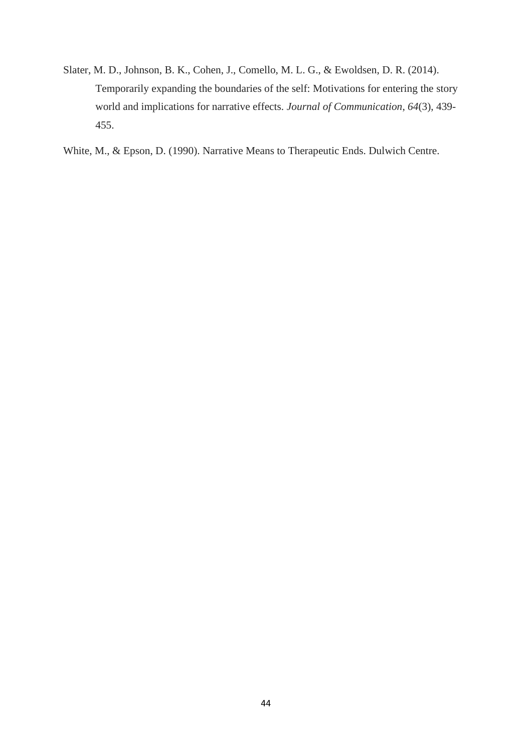Slater, M. D., Johnson, B. K., Cohen, J., Comello, M. L. G., & Ewoldsen, D. R. (2014). Temporarily expanding the boundaries of the self: Motivations for entering the story world and implications for narrative effects. *Journal of Communication*, *64*(3), 439-455.

White, M., & Epson, D. (1990). Narrative Means to Therapeutic Ends. Dulwich Centre.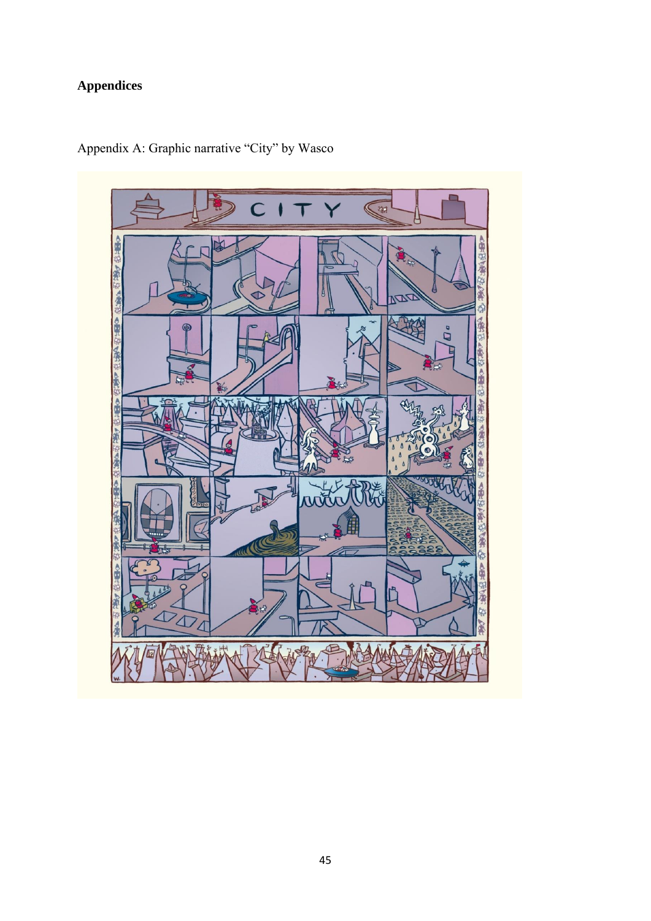**Appendices**

Appendix A: Graphic narrative "City" by Wasco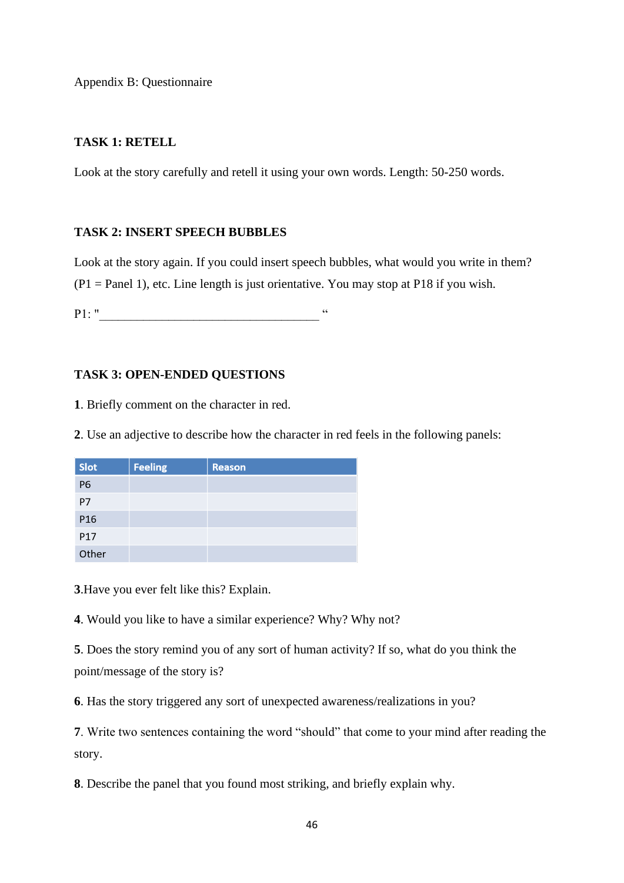Appendix B: Questionnaire

**TASK 1: RETELL**

Look at the story carefully and retell it using your own words. Length: 50-250 words.

**TASK 2: INSERT SPEECH BUBBLES**

Look at the story again. If you could insert speech bubbles, what would you write in them? (P1 = Panel 1), etc. Line length is just orientative. You may stop at P18 if you wish.

P1: "___________________________________ "

**TASK 3: OPEN-ENDED QUESTIONS**

**1**. Briefly comment on the character in red.

**2**. Use an adjective to describe how the character in red feels in the following panels:

| Slot | Feeling | Reason |
|---|---|---|
| P6 | | |
| P7 | | |
| P16 | | |
| P17 | | |
| Other | | |

**3**.Have you ever felt like this? Explain.

**4**. Would you like to have a similar experience? Why? Why not?

**5**. Does the story remind you of any sort of human activity? If so, what do you think the point/message of the story is?

**6**. Has the story triggered any sort of unexpected awareness/realizations in you?

**7**. Write two sentences containing the word "should" that come to your mind after reading the story.

**8**. Describe the panel that you found most striking, and briefly explain why.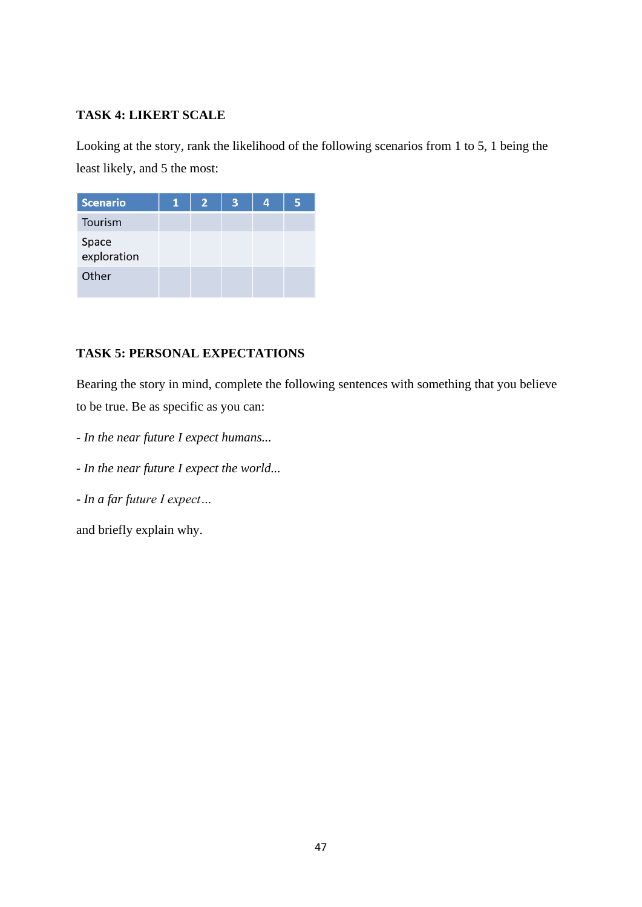**TASK 4: LIKERT SCALE**

Looking at the story, rank the likelihood of the following scenarios from 1 to 5, 1 being the least likely, and 5 the most:

| Scenario | 1 | 2 | 3 | 4 | 5 |
|---|---|---|---|---|---|
| Tourism | | | | | |
| Space exploration | | | | | |
| Other | | | | | |

**TASK 5: PERSONAL EXPECTATIONS**

Bearing the story in mind, complete the following sentences with something that you believe to be true. Be as specific as you can:

- *In the near future I expect humans...*

- *In the near future I expect the world...*

- *In a far future I expect…*

and briefly explain why.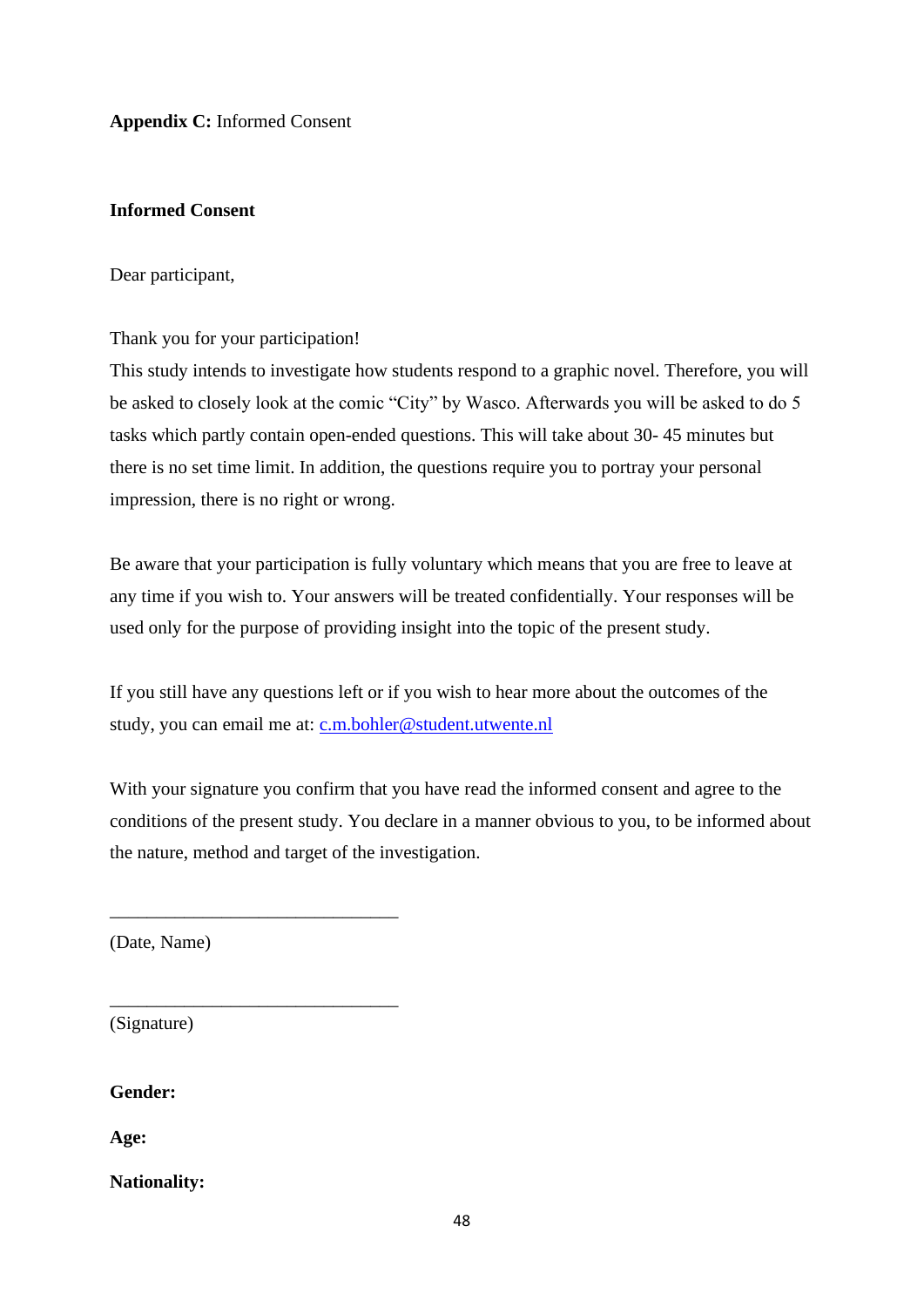**Appendix C:** Informed Consent

**Informed Consent**

Dear participant,

Thank you for your participation!
This study intends to investigate how students respond to a graphic novel. Therefore, you will be asked to closely look at the comic "City" by Wasco. Afterwards you will be asked to do 5 tasks which partly contain open-ended questions. This will take about 30- 45 minutes but there is no set time limit. In addition, the questions require you to portray your personal impression, there is no right or wrong.

Be aware that your participation is fully voluntary which means that you are free to leave at any time if you wish to. Your answers will be treated confidentially. Your responses will be used only for the purpose of providing insight into the topic of the present study.

If you still have any questions left or if you wish to hear more about the outcomes of the study, you can email me at: c.m.bohler@student.utwente.nl

With your signature you confirm that you have read the informed consent and agree to the conditions of the present study. You declare in a manner obvious to you, to be informed about the nature, method and target of the investigation.

\_\_\_\_\_\_\_\_\_\_\_\_\_\_\_\_\_\_\_\_\_\_\_\_\_\_\_\_\_\_\_\_\_\_\_

(Date, Name)

\_\_\_\_\_\_\_\_\_\_\_\_\_\_\_\_\_\_\_\_\_\_\_\_\_\_\_\_\_\_\_\_\_\_\_

(Signature)

**Gender:**

**Age:**

**Nationality:**